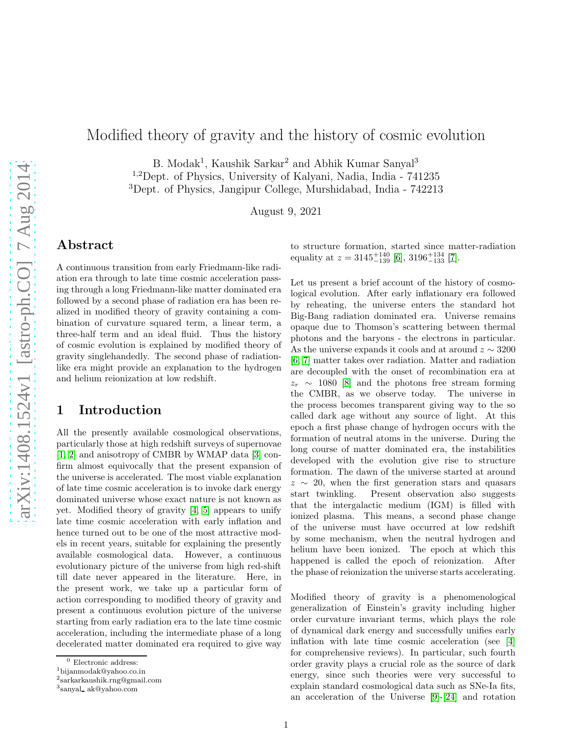# Modified theory of gravity and the history of cosmic evolution

B. Modak[1], Kaushik Sarkar[2] and Abhik Kumar Sanyal[3]

[1,2]Dept. of Physics, University of Kalyani, Nadia, India - 741235

[3]Dept. of Physics, Jangipur College, Murshidabad, India - 742213

August 9, 2021

## Abstract

A continuous transition from early Friedmann-like radiation era through to late time cosmic acceleration passing through a long Friedmann-like matter dominated era followed by a second phase of radiation era has been realized in modified theory of gravity containing a combination of curvature squared term, a linear term, a three-half term and an ideal fluid. Thus the history of cosmic evolution is explained by modified theory of gravity singlehandedly. The second phase of radiation-like era might provide an explanation to the hydrogen and helium reionization at low redshift.

## 1 Introduction

All the presently available cosmological observations, particularly those at high redshift surveys of supernovae [1, 2] and anisotropy of CMBR by WMAP data [3] confirm almost equivocally that the present expansion of the universe is accelerated. The most viable explanation of late time cosmic acceleration is to invoke dark energy dominated universe whose exact nature is not known as yet. Modified theory of gravity [4, 5] appears to unify late time cosmic acceleration with early inflation and hence turned out to be one of the most attractive models in recent years, suitable for explaining the presently available cosmological data. However, a continuous evolutionary picture of the universe from high red-shift till date never appeared in the literature. Here, in the present work, we take up a particular form of action corresponding to modified theory of gravity and present a continuous evolution picture of the universe starting from early radiation era to the late time cosmic acceleration, including the intermediate phase of a long decelerated matter dominated era required to give way to structure formation, started since matter-radiation equality at $z = 3145^{+140}_{-139}$ [6], $3196^{+134}_{-133}$ [7].

Let us present a brief account of the history of cosmological evolution. After early inflationary era followed by reheating, the universe enters the standard hot Big-Bang radiation dominated era. Universe remains opaque due to Thomson's scattering between thermal photons and the baryons - the electrons in particular. As the universe expands it cools and at around $z \sim 3200$ [6, 7] matter takes over radiation. Matter and radiation are decoupled with the onset of recombination era at $z_r \sim 1080$ [8] and the photons free stream forming the CMBR, as we observe today. The universe in the process becomes transparent giving way to the so called dark age without any source of light. At this epoch a first phase change of hydrogen occurs with the formation of neutral atoms in the universe. During the long course of matter dominated era, the instabilities developed with the evolution give rise to structure formation. The dawn of the universe started at around $z \sim 20$, when the first generation stars and quasars start twinkling. Present observation also suggests that the intergalactic medium (IGM) is filled with ionized plasma. This means, a second phase change of the universe must have occurred at low redshift by some mechanism, when the neutral hydrogen and helium have been ionized. The epoch at which this happened is called the epoch of reionization. After the phase of reionization the universe starts accelerating.

Modified theory of gravity is a phenomenological generalization of Einstein's gravity including higher order curvature invariant terms, which plays the role of dynamical dark energy and successfully unifies early inflation with late time cosmic acceleration (see [4] for comprehensive reviews). In particular, such fourth order gravity plays a crucial role as the source of dark energy, since such theories were very successful to explain standard cosmological data such as SNe-Ia fits, an acceleration of the Universe [9]-[24] and rotation

---

[0] Electronic address:
[1]bijanmodak@yahoo.co.in
[2]sarkarkaushik.rng@gmail.com
[3]sanyal_ ak@yahoo.com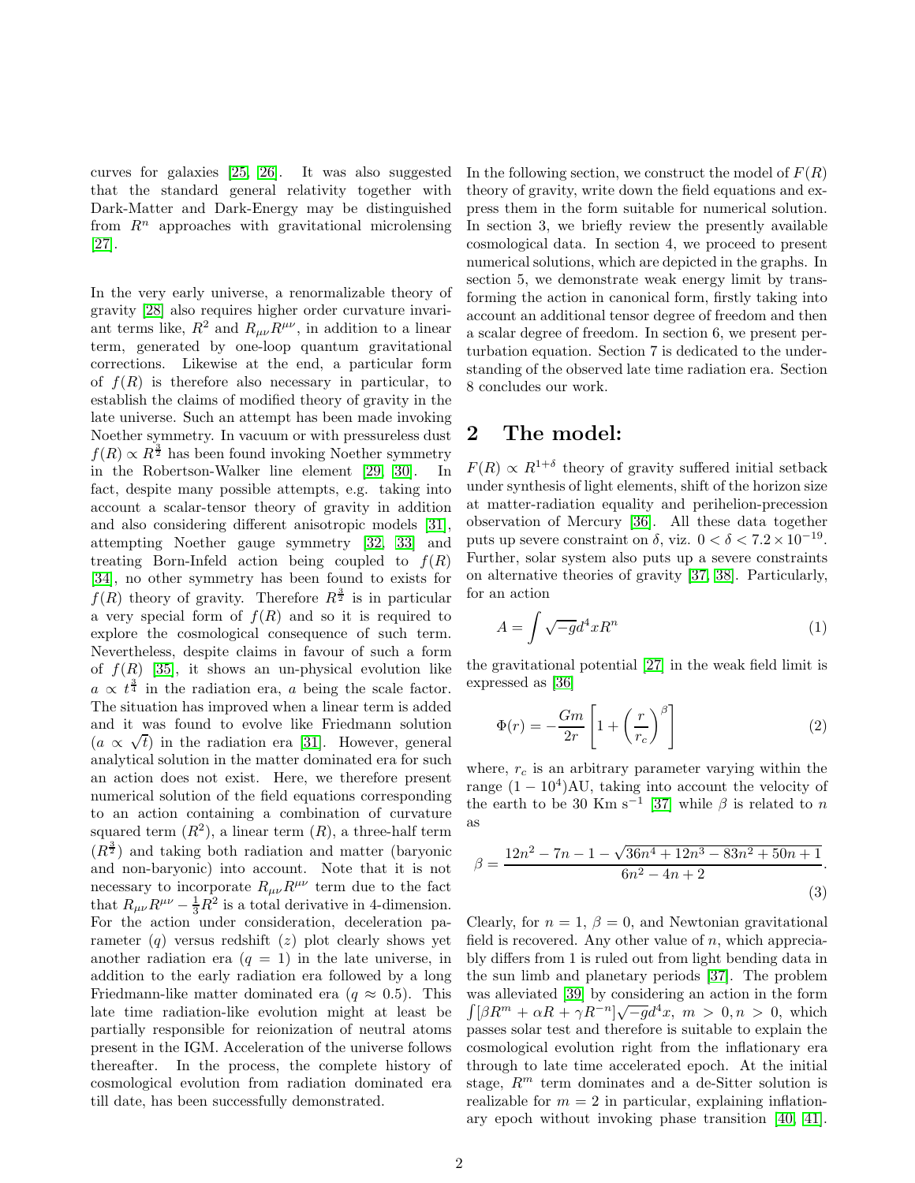curves for galaxies [25, 26]. It was also suggested that the standard general relativity together with Dark-Matter and Dark-Energy may be distinguished from $R^n$ approaches with gravitational microlensing [27].

In the very early universe, a renormalizable theory of gravity [28] also requires higher order curvature invariant terms like, $R^2$ and $R_{\mu\nu}R^{\mu\nu}$, in addition to a linear term, generated by one-loop quantum gravitational corrections. Likewise at the end, a particular form of $f(R)$ is therefore also necessary in particular, to establish the claims of modified theory of gravity in the late universe. Such an attempt has been made invoking Noether symmetry. In vacuum or with pressureless dust $f(R) \propto R^{\frac{3}{2}}$ has been found invoking Noether symmetry in the Robertson-Walker line element [29, 30]. In fact, despite many possible attempts, e.g. taking into account a scalar-tensor theory of gravity in addition and also considering different anisotropic models [31], attempting Noether gauge symmetry [32, 33] and treating Born-Infeld action being coupled to $f(R)$ [34], no other symmetry has been found to exists for $f(R)$ theory of gravity. Therefore $R^{\frac{3}{2}}$ is in particular a very special form of $f(R)$ and so it is required to explore the cosmological consequence of such term. Nevertheless, despite claims in favour of such a form of $f(R)$ [35], it shows an un-physical evolution like $a \propto t^{\frac{3}{4}}$ in the radiation era, $a$ being the scale factor. The situation has improved when a linear term is added and it was found to evolve like Friedmann solution ($a \propto \sqrt{t}$) in the radiation era [31]. However, general analytical solution in the matter dominated era for such an action does not exist. Here, we therefore present numerical solution of the field equations corresponding to an action containing a combination of curvature squared term ($R^2$), a linear term ($R$), a three-half term ($R^{\frac{3}{2}}$) and taking both radiation and matter (baryonic and non-baryonic) into account. Note that it is not necessary to incorporate $R_{\mu\nu}R^{\mu\nu}$ term due to the fact that $R_{\mu\nu}R^{\mu\nu} - \frac{1}{3}R^2$ is a total derivative in 4-dimension. For the action under consideration, deceleration parameter ($q$) versus redshift ($z$) plot clearly shows yet another radiation era ($q = 1$) in the late universe, in addition to the early radiation era followed by a long Friedmann-like matter dominated era ($q \approx 0.5$). This late time radiation-like evolution might at least be partially responsible for reionization of neutral atoms present in the IGM. Acceleration of the universe follows thereafter. In the process, the complete history of cosmological evolution from radiation dominated era till date, has been successfully demonstrated.

In the following section, we construct the model of $F(R)$ theory of gravity, write down the field equations and express them in the form suitable for numerical solution. In section 3, we briefly review the presently available cosmological data. In section 4, we proceed to present numerical solutions, which are depicted in the graphs. In section 5, we demonstrate weak energy limit by transforming the action in canonical form, firstly taking into account an additional tensor degree of freedom and then a scalar degree of freedom. In section 6, we present perturbation equation. Section 7 is dedicated to the understanding of the observed late time radiation era. Section 8 concludes our work.

## 2 The model:

$F(R) \propto R^{1+\delta}$ theory of gravity suffered initial setback under synthesis of light elements, shift of the horizon size at matter-radiation equality and perihelion-precession observation of Mercury [36]. All these data together puts up severe constraint on $\delta$, viz. $0 < \delta < 7.2 \times 10^{-19}$. Further, solar system also puts up a severe constraints on alternative theories of gravity [37, 38]. Particularly, for an action

$$A = \int \sqrt{-g} d^4x R^n \tag{1}$$

the gravitational potential [27] in the weak field limit is expressed as [36]

$$\Phi(r) = -\frac{Gm}{2r}\left[1 + \left(\frac{r}{r_c}\right)^{\beta}\right] \tag{2}$$

where, $r_c$ is an arbitrary parameter varying within the range $(1 - 10^4)$AU, taking into account the velocity of the earth to be 30 Km s$^{-1}$ [37] while $\beta$ is related to $n$ as

$$\beta = \frac{12n^2 - 7n - 1 - \sqrt{36n^4 + 12n^3 - 83n^2 + 50n + 1}}{6n^2 - 4n + 2}. \tag{3}$$

Clearly, for $n = 1$, $\beta = 0$, and Newtonian gravitational field is recovered. Any other value of $n$, which appreciably differs from 1 is ruled out from light bending data in the sun limb and planetary periods [37]. The problem was alleviated [39] by considering an action in the form $\int [\beta R^m + \alpha R + \gamma R^{-n}]\sqrt{-g} d^4x,\ m > 0, n > 0$, which passes solar test and therefore is suitable to explain the cosmological evolution right from the inflationary era through to late time accelerated epoch. At the initial stage, $R^m$ term dominates and a de-Sitter solution is realizable for $m = 2$ in particular, explaining inflationary epoch without invoking phase transition [40, 41].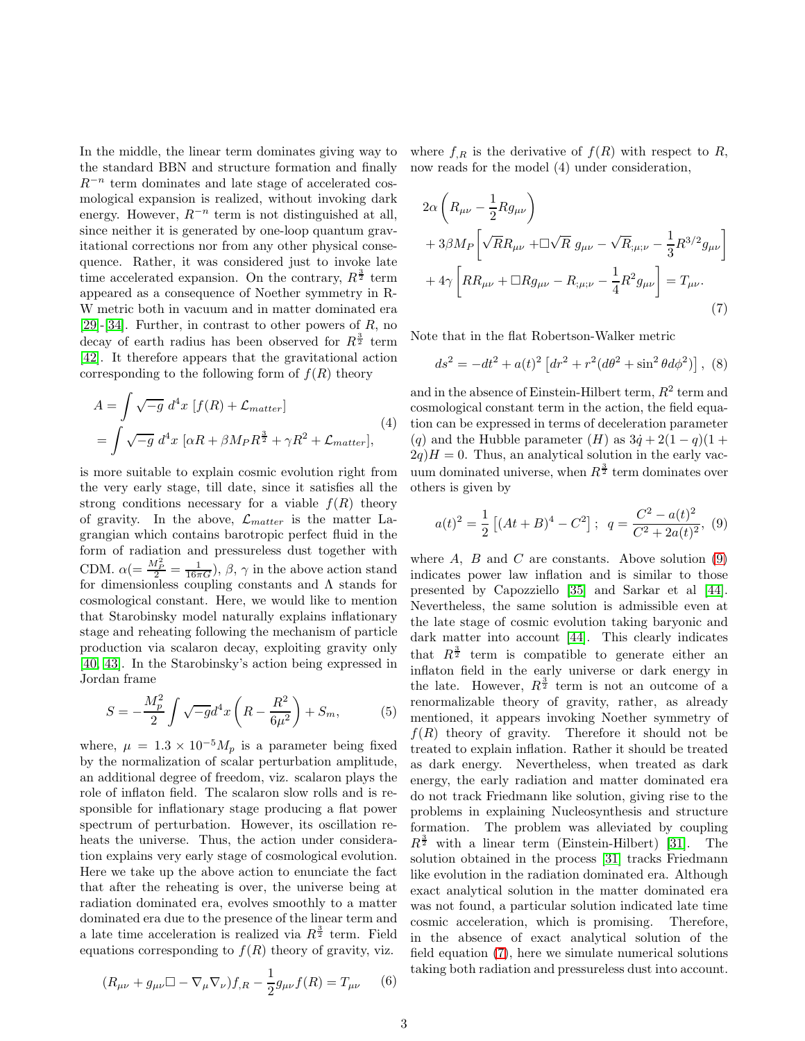In the middle, the linear term dominates giving way to the standard BBN and structure formation and finally $R^{-n}$ term dominates and late stage of accelerated cosmological expansion is realized, without invoking dark energy. However, $R^{-n}$ term is not distinguished at all, since neither it is generated by one-loop quantum gravitational corrections nor from any other physical consequence. Rather, it was considered just to invoke late time accelerated expansion. On the contrary, $R^{\frac{3}{2}}$ term appeared as a consequence of Noether symmetry in R-W metric both in vacuum and in matter dominated era [29]-[34]. Further, in contrast to other powers of $R$, no decay of earth radius has been observed for $R^{\frac{3}{2}}$ term [42]. It therefore appears that the gravitational action corresponding to the following form of $f(R)$ theory

$$\begin{aligned} A &= \int \sqrt{-g}\; d^4x\; [f(R) + \mathcal{L}_{matter}] \\ &= \int \sqrt{-g}\; d^4x\; [\alpha R + \beta M_P R^{\frac{3}{2}} + \gamma R^2 + \mathcal{L}_{matter}], \end{aligned} \tag{4}$$

is more suitable to explain cosmic evolution right from the very early stage, till date, since it satisfies all the strong conditions necessary for a viable $f(R)$ theory of gravity. In the above, $\mathcal{L}_{matter}$ is the matter Lagrangian which contains barotropic perfect fluid in the form of radiation and pressureless dust together with CDM. $\alpha(= \frac{M_P^2}{2} = \frac{1}{16\pi G})$, $\beta$, $\gamma$ in the above action stand for dimensionless coupling constants and $\Lambda$ stands for cosmological constant. Here, we would like to mention that Starobinsky model naturally explains inflationary stage and reheating following the mechanism of particle production via scalaron decay, exploiting gravity only [40, 43]. In the Starobinsky's action being expressed in Jordan frame

$$S = -\frac{M_p^2}{2}\int \sqrt{-g} d^4x \left(R - \frac{R^2}{6\mu^2}\right) + S_m, \tag{5}$$

where, $\mu = 1.3 \times 10^{-5} M_p$ is a parameter being fixed by the normalization of scalar perturbation amplitude, an additional degree of freedom, viz. scalaron plays the role of inflaton field. The scalaron slow rolls and is responsible for inflationary stage producing a flat power spectrum of perturbation. However, its oscillation reheats the universe. Thus, the action under consideration explains very early stage of cosmological evolution. Here we take up the above action to enunciate the fact that after the reheating is over, the universe being at radiation dominated era, evolves smoothly to a matter dominated era due to the presence of the linear term and a late time acceleration is realized via $R^{\frac{3}{2}}$ term. Field equations corresponding to $f(R)$ theory of gravity, viz.

$$(R_{\mu\nu} + g_{\mu\nu}\Box - \nabla_\mu\nabla_\nu) f_{,R} - \frac{1}{2} g_{\mu\nu} f(R) = T_{\mu\nu} \tag{6}$$

where $f_{,R}$ is the derivative of $f(R)$ with respect to $R$, now reads for the model (4) under consideration,

$$\begin{aligned} &2\alpha\left(R_{\mu\nu} - \frac{1}{2}R g_{\mu\nu}\right) \\ &+ 3\beta M_P\left[\sqrt{R}R_{\mu\nu} + \Box\sqrt{R}\; g_{\mu\nu} - \sqrt{R}_{;\mu;\nu} - \frac{1}{3}R^{3/2} g_{\mu\nu}\right] \\ &+ 4\gamma\left[R R_{\mu\nu} + \Box R g_{\mu\nu} - R_{;\mu;\nu} - \frac{1}{4}R^2 g_{\mu\nu}\right] = T_{\mu\nu}. \end{aligned} \tag{7}$$

Note that in the flat Robertson-Walker metric

$$ds^2 = -dt^2 + a(t)^2\left[dr^2 + r^2(d\theta^2 + \sin^2\theta d\phi^2)\right], \tag{8}$$

and in the absence of Einstein-Hilbert term, $R^2$ term and cosmological constant term in the action, the field equation can be expressed in terms of deceleration parameter ($q$) and the Hubble parameter ($H$) as $3\dot{q} + 2(1-q)(1+2q)H = 0$. Thus, an analytical solution in the early vacuum dominated universe, when $R^{\frac{3}{2}}$ term dominates over others is given by

$$a(t)^2 = \frac{1}{2}\left[(At+B)^4 - C^2\right];\;\; q = \frac{C^2 - a(t)^2}{C^2 + 2a(t)^2}, \tag{9}$$

where $A$, $B$ and $C$ are constants. Above solution (9) indicates power law inflation and is similar to those presented by Capozziello [35] and Sarkar et al [44]. Nevertheless, the same solution is admissible even at the late stage of cosmic evolution taking baryonic and dark matter into account [44]. This clearly indicates that $R^{\frac{3}{2}}$ term is compatible to generate either an inflaton field in the early universe or dark energy in the late. However, $R^{\frac{3}{2}}$ term is not an outcome of a renormalizable theory of gravity, rather, as already mentioned, it appears invoking Noether symmetry of $f(R)$ theory of gravity. Therefore it should not be treated to explain inflation. Rather it should be treated as dark energy. Nevertheless, when treated as dark energy, the early radiation and matter dominated era do not track Friedmann like solution, giving rise to the problems in explaining Nucleosynthesis and structure formation. The problem was alleviated by coupling $R^{\frac{3}{2}}$ with a linear term (Einstein-Hilbert) [31]. The solution obtained in the process [31] tracks Friedmann like evolution in the radiation dominated era. Although exact analytical solution in the matter dominated era was not found, a particular solution indicated late time cosmic acceleration, which is promising. Therefore, in the absence of exact analytical solution of the field equation (7), here we simulate numerical solutions taking both radiation and pressureless dust into account.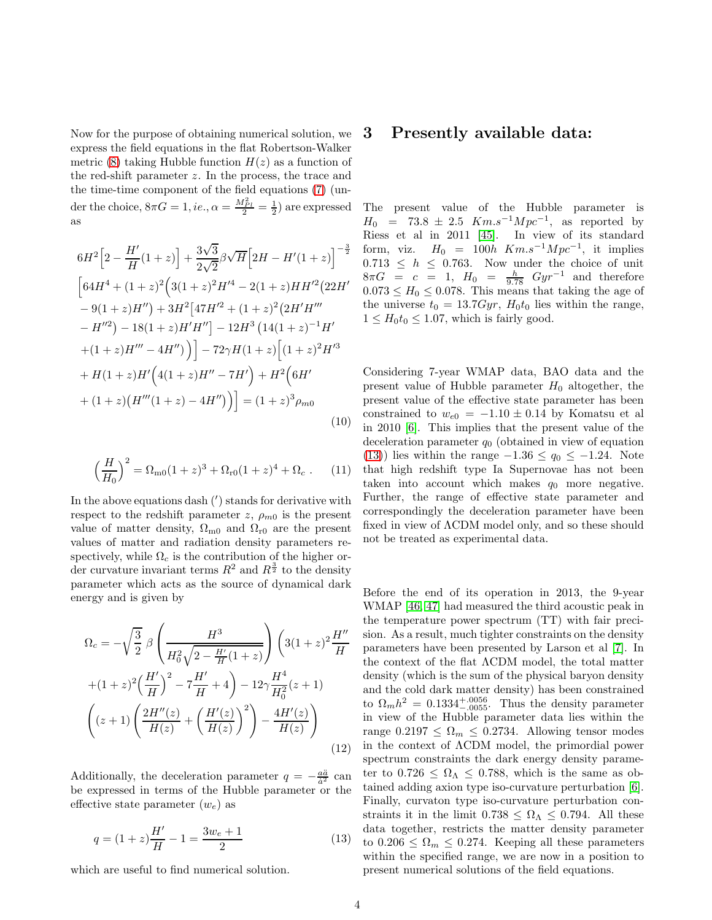Now for the purpose of obtaining numerical solution, we express the field equations in the flat Robertson-Walker metric (8) taking Hubble function $H(z)$ as a function of the red-shift parameter $z$. In the process, the trace and the time-time component of the field equations (7) (under the choice, $8\pi G = 1$, *ie.*, $\alpha = \frac{M_{Pl}^2}{2} = \frac{1}{2}$) are expressed as

$$6H^2\Big[2 - \frac{H'}{H}(1+z)\Big] + \frac{3\sqrt{3}}{2\sqrt{2}}\beta\sqrt{H}\Big[2H - H'(1+z)\Big]^{-\frac{3}{2}}$$
$$\Big[64H^4 + (1+z)^2\Big(3(1+z)^2H'^4 - 2(1+z)HH'^2\big(22H' - 9(1+z)H''\big) + 3H^2\big[47H'^2 + (1+z)^2\big(2H'H''' - H''^2\big) - 18(1+z)H'H''\big] - 12H^3\left(14(1+z)^{-1}H' + (1+z)H''' - 4H''\right)\Big)\Big] - 72\gamma H(1+z)\Big[(1+z)^2H'^3 + H(1+z)H'\Big(4(1+z)H'' - 7H'\Big) + H^2\Big(6H' + (1+z)\big(H'''(1+z) - 4H''\big)\Big)\Big] = (1+z)^3\rho_{m0} \tag{10}$$

$$\Big(\frac{H}{H_0}\Big)^2 = \Omega_{\mathrm{m0}}(1+z)^3 + \Omega_{\mathrm{r0}}(1+z)^4 + \Omega_c\ . \tag{11}$$

In the above equations dash ($'$) stands for derivative with respect to the redshift parameter $z$, $\rho_{m0}$ is the present value of matter density, $\Omega_{\mathrm{m0}}$ and $\Omega_{\mathrm{r0}}$ are the present values of matter and radiation density parameters respectively, while $\Omega_c$ is the contribution of the higher order curvature invariant terms $R^2$ and $R^{\frac{3}{2}}$ to the density parameter which acts as the source of dynamical dark energy and is given by

$$\Omega_c = -\sqrt{\frac{3}{2}}\ \beta\left(\frac{H^3}{H_0^2\sqrt{2 - \frac{H'}{H}(1+z)}}\right)\left(3(1+z)^2\frac{H''}{H} + (1+z)^2\Big(\frac{H'}{H}\Big)^2 - 7\frac{H'}{H} + 4\right) - 12\gamma\frac{H^4}{H_0^2}(z+1)\left((z+1)\left(\frac{2H''(z)}{H(z)} + \left(\frac{H'(z)}{H(z)}\right)^2\right) - \frac{4H'(z)}{H(z)}\right) \tag{12}$$

Additionally, the deceleration parameter $q = -\frac{a\ddot{a}}{\dot{a}^2}$ can be expressed in terms of the Hubble parameter or the effective state parameter ($w_e$) as

$$q = (1+z)\frac{H'}{H} - 1 = \frac{3w_e + 1}{2} \tag{13}$$

which are useful to find numerical solution.

# 3 Presently available data:

The present value of the Hubble parameter is $H_0 = 73.8 \pm 2.5\ Km.s^{-1}Mpc^{-1}$, as reported by Riess et al in 2011 [45]. In view of its standard form, viz. $H_0 = 100h\ Km.s^{-1}Mpc^{-1}$, it implies $0.713 \le h \le 0.763$. Now under the choice of unit $8\pi G = c = 1$, $H_0 = \frac{h}{9.78}\ Gyr^{-1}$ and therefore $0.073 \le H_0 \le 0.078$. This means that taking the age of the universe $t_0 = 13.7Gyr$, $H_0t_0$ lies within the range, $1 \le H_0t_0 \le 1.07$, which is fairly good.

Considering 7-year WMAP data, BAO data and the present value of Hubble parameter $H_0$ altogether, the present value of the effective state parameter has been constrained to $w_{e0} = -1.10 \pm 0.14$ by Komatsu et al in 2010 [6]. This implies that the present value of the deceleration parameter $q_0$ (obtained in view of equation (13)) lies within the range $-1.36 \le q_0 \le -1.24$. Note that high redshift type Ia Supernovae has not been taken into account which makes $q_0$ more negative. Further, the range of effective state parameter and correspondingly the deceleration parameter have been fixed in view of $\Lambda$CDM model only, and so these should not be treated as experimental data.

Before the end of its operation in 2013, the 9-year WMAP [46, 47] had measured the third acoustic peak in the temperature power spectrum (TT) with fair precision. As a result, much tighter constraints on the density parameters have been presented by Larson et al [7]. In the context of the flat $\Lambda$CDM model, the total matter density (which is the sum of the physical baryon density and the cold dark matter density) has been constrained to $\Omega_m h^2 = 0.1334^{+.0056}_{-.0055}$. Thus the density parameter in view of the Hubble parameter data lies within the range $0.2197 \le \Omega_m \le 0.2734$. Allowing tensor modes in the context of $\Lambda$CDM model, the primordial power spectrum constrains the dark energy density parameter to $0.726 \le \Omega_\Lambda \le 0.788$, which is the same as obtained adding axion type iso-curvature perturbation [6]. Finally, curvaton type iso-curvature perturbation constraints it in the limit $0.738 \le \Omega_\Lambda \le 0.794$. All these data together, restricts the matter density parameter to $0.206 \le \Omega_m \le 0.274$. Keeping all these parameters within the specified range, we are now in a position to present numerical solutions of the field equations.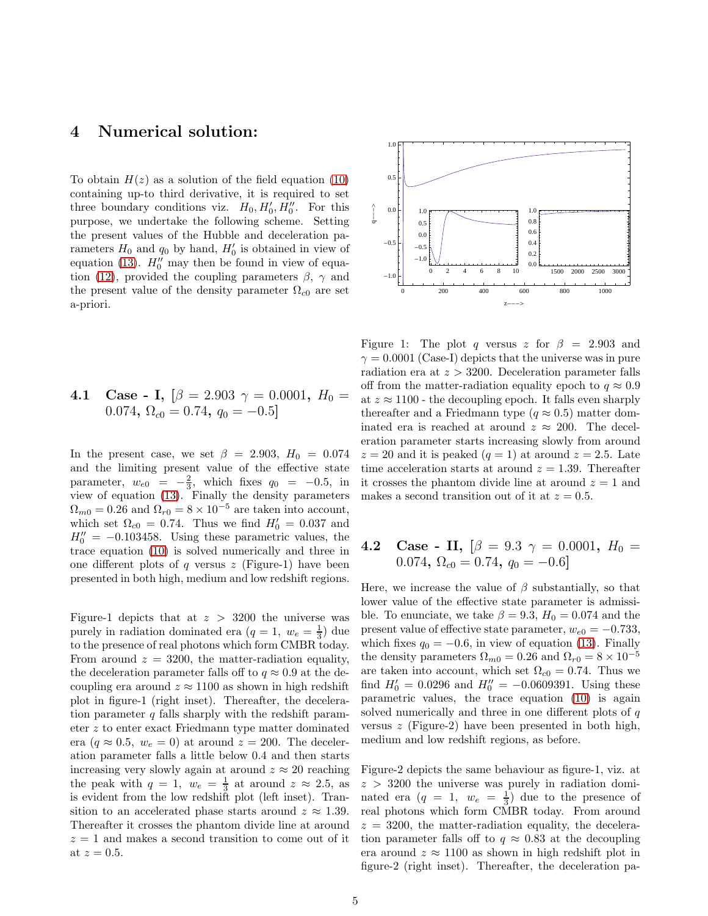# 4 Numerical solution:

To obtain $H(z)$ as a solution of the field equation (10) containing up-to third derivative, it is required to set three boundary conditions viz. $H_0, H_0', H_0''$. For this purpose, we undertake the following scheme. Setting the present values of the Hubble and deceleration parameters $H_0$ and $q_0$ by hand, $H_0'$ is obtained in view of equation (13). $H_0''$ may then be found in view of equation (12), provided the coupling parameters $\beta$, $\gamma$ and the present value of the density parameter $\Omega_{c0}$ are set a-priori.

## 4.1 Case - I, $[\beta = 2.903\ \gamma = 0.0001,\ H_0 = 0.074,\ \Omega_{c0} = 0.74,\ q_0 = -0.5]$

In the present case, we set $\beta = 2.903$, $H_0 = 0.074$ and the limiting present value of the effective state parameter, $w_{e0} = -\frac{2}{3}$, which fixes $q_0 = -0.5$, in view of equation (13). Finally the density parameters $\Omega_{m0} = 0.26$ and $\Omega_{r0} = 8 \times 10^{-5}$ are taken into account, which set $\Omega_{c0} = 0.74$. Thus we find $H_0' = 0.037$ and $H_0'' = -0.103458$. Using these parametric values, the trace equation (10) is solved numerically and three in one different plots of $q$ versus $z$ (Figure-1) have been presented in both high, medium and low redshift regions.

Figure-1 depicts that at $z > 3200$ the universe was purely in radiation dominated era ($q = 1,\ w_e = \frac{1}{3}$) due to the presence of real photons which form CMBR today. From around $z = 3200$, the matter-radiation equality, the deceleration parameter falls off to $q \approx 0.9$ at the decoupling era around $z \approx 1100$ as shown in high redshift plot in figure-1 (right inset). Thereafter, the deceleration parameter $q$ falls sharply with the redshift parameter $z$ to enter exact Friedmann type matter dominated era ($q \approx 0.5,\ w_e = 0$) at around $z = 200$. The deceleration parameter falls a little below 0.4 and then starts increasing very slowly again at around $z \approx 20$ reaching the peak with $q = 1,\ w_e = \frac{1}{3}$ at around $z \approx 2.5$, as is evident from the low redshift plot (left inset). Transition to an accelerated phase starts around $z \approx 1.39$. Thereafter it crosses the phantom divide line at around $z = 1$ and makes a second transition to come out of it at $z = 0.5$.

Figure 1: The plot $q$ versus $z$ for $\beta = 2.903$ and $\gamma = 0.0001$ (Case-I) depicts that the universe was in pure radiation era at $z > 3200$. Deceleration parameter falls off from the matter-radiation equality epoch to $q \approx 0.9$ at $z \approx 1100$ - the decoupling epoch. It falls even sharply thereafter and a Friedmann type ($q \approx 0.5$) matter dominated era is reached at around $z \approx 200$. The deceleration parameter starts increasing slowly from around $z = 20$ and it is peaked ($q = 1$) at around $z = 2.5$. Late time acceleration starts at around $z = 1.39$. Thereafter it crosses the phantom divide line at around $z = 1$ and makes a second transition out of it at $z = 0.5$.

## 4.2 Case - II, $[\beta = 9.3\ \gamma = 0.0001,\ H_0 = 0.074,\ \Omega_{c0} = 0.74,\ q_0 = -0.6]$

Here, we increase the value of $\beta$ substantially, so that lower value of the effective state parameter is admissible. To enunciate, we take $\beta = 9.3$, $H_0 = 0.074$ and the present value of effective state parameter, $w_{e0} = -0.733$, which fixes $q_0 = -0.6$, in view of equation (13). Finally the density parameters $\Omega_{m0} = 0.26$ and $\Omega_{r0} = 8 \times 10^{-5}$ are taken into account, which set $\Omega_{c0} = 0.74$. Thus we find $H_0' = 0.0296$ and $H_0'' = -0.0609391$. Using these parametric values, the trace equation (10) is again solved numerically and three in one different plots of $q$ versus $z$ (Figure-2) have been presented in both high, medium and low redshift regions, as before.

Figure-2 depicts the same behaviour as figure-1, viz. at $z > 3200$ the universe was purely in radiation dominated era ($q = 1,\ w_e = \frac{1}{3}$) due to the presence of real photons which form CMBR today. From around $z = 3200$, the matter-radiation equality, the deceleration parameter falls off to $q \approx 0.83$ at the decoupling era around $z \approx 1100$ as shown in high redshift plot in figure-2 (right inset). Thereafter, the deceleration pa-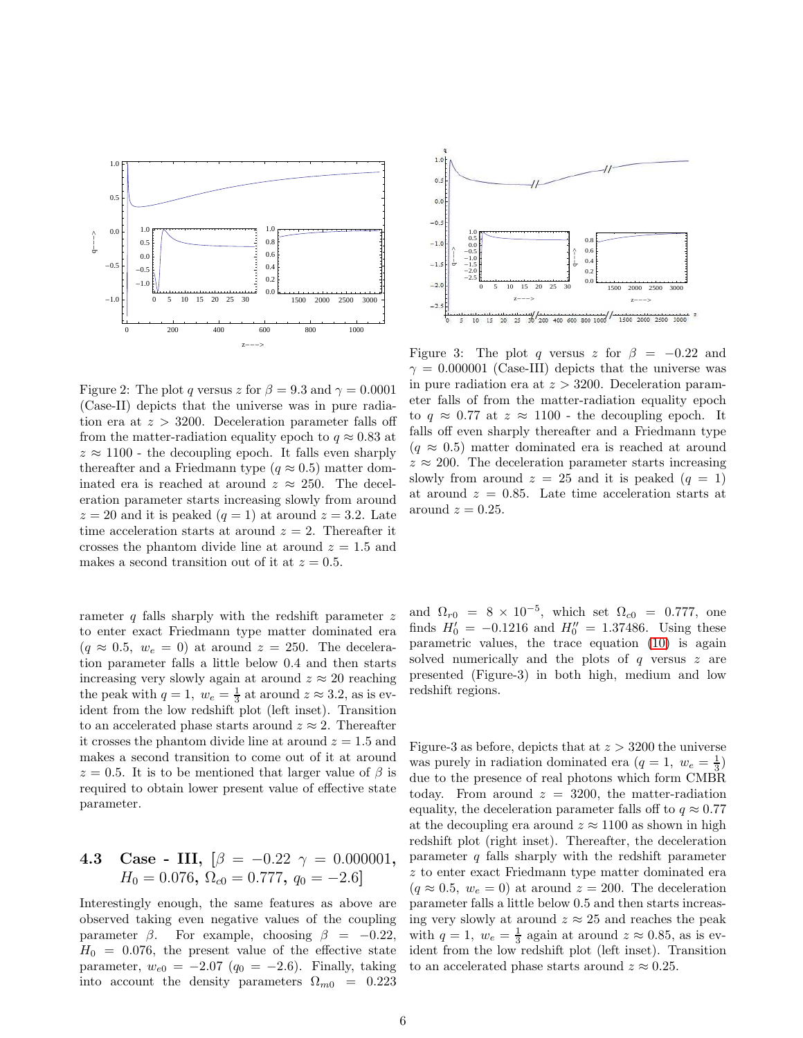Figure 2: The plot $q$ versus $z$ for $\beta = 9.3$ and $\gamma = 0.0001$ (Case-II) depicts that the universe was in pure radiation era at $z > 3200$. Deceleration parameter falls off from the matter-radiation equality epoch to $q \approx 0.83$ at $z \approx 1100$ - the decoupling epoch. It falls even sharply thereafter and a Friedmann type ($q \approx 0.5$) matter dominated era is reached at around $z \approx 250$. The deceleration parameter starts increasing slowly from around $z = 20$ and it is peaked ($q = 1$) at around $z = 3.2$. Late time acceleration starts at around $z = 2$. Thereafter it crosses the phantom divide line at around $z = 1.5$ and makes a second transition out of it at $z = 0.5$.

Figure 3: The plot $q$ versus $z$ for $\beta = -0.22$ and $\gamma = 0.000001$ (Case-III) depicts that the universe was in pure radiation era at $z > 3200$. Deceleration parameter falls of from the matter-radiation equality epoch to $q \approx 0.77$ at $z \approx 1100$ - the decoupling epoch. It falls off even sharply thereafter and a Friedmann type ($q \approx 0.5$) matter dominated era is reached at around $z \approx 200$. The deceleration parameter starts increasing slowly from around $z = 25$ and it is peaked ($q = 1$) at around $z = 0.85$. Late time acceleration starts at around $z = 0.25$.

rameter $q$ falls sharply with the redshift parameter $z$ to enter exact Friedmann type matter dominated era ($q \approx 0.5,\ w_e = 0$) at around $z = 250$. The deceleration parameter falls a little below 0.4 and then starts increasing very slowly again at around $z \approx 20$ reaching the peak with $q = 1,\ w_e = \frac{1}{3}$ at around $z \approx 3.2$, as is evident from the low redshift plot (left inset). Transition to an accelerated phase starts around $z \approx 2$. Thereafter it crosses the phantom divide line at around $z = 1.5$ and makes a second transition to come out of it at around $z = 0.5$. It is to be mentioned that larger value of $\beta$ is required to obtain lower present value of effective state parameter.

### 4.3 Case - III, [$\beta = -0.22$ $\gamma = 0.000001$, $H_0 = 0.076$, $\Omega_{c0} = 0.777$, $q_0 = -2.6$]

Interestingly enough, the same features as above are observed taking even negative values of the coupling parameter $\beta$. For example, choosing $\beta = -0.22$, $H_0 = 0.076$, the present value of the effective state parameter, $w_{e0} = -2.07$ ($q_0 = -2.6$). Finally, taking into account the density parameters $\Omega_{m0} = 0.223$ and $\Omega_{r0} = 8 \times 10^{-5}$, which set $\Omega_{c0} = 0.777$, one finds $H_0' = -0.1216$ and $H_0'' = 1.37486$. Using these parametric values, the trace equation (10) is again solved numerically and the plots of $q$ versus $z$ are presented (Figure-3) in both high, medium and low redshift regions.

Figure-3 as before, depicts that at $z > 3200$ the universe was purely in radiation dominated era ($q = 1,\ w_e = \frac{1}{3}$) due to the presence of real photons which form CMBR today. From around $z = 3200$, the matter-radiation equality, the deceleration parameter falls off to $q \approx 0.77$ at the decoupling era around $z \approx 1100$ as shown in high redshift plot (right inset). Thereafter, the deceleration parameter $q$ falls sharply with the redshift parameter $z$ to enter exact Friedmann type matter dominated era ($q \approx 0.5,\ w_e = 0$) at around $z = 200$. The deceleration parameter falls a little below 0.5 and then starts increasing very slowly at around $z \approx 25$ and reaches the peak with $q = 1,\ w_e = \frac{1}{3}$ again at around $z \approx 0.85$, as is evident from the low redshift plot (left inset). Transition to an accelerated phase starts around $z \approx 0.25$.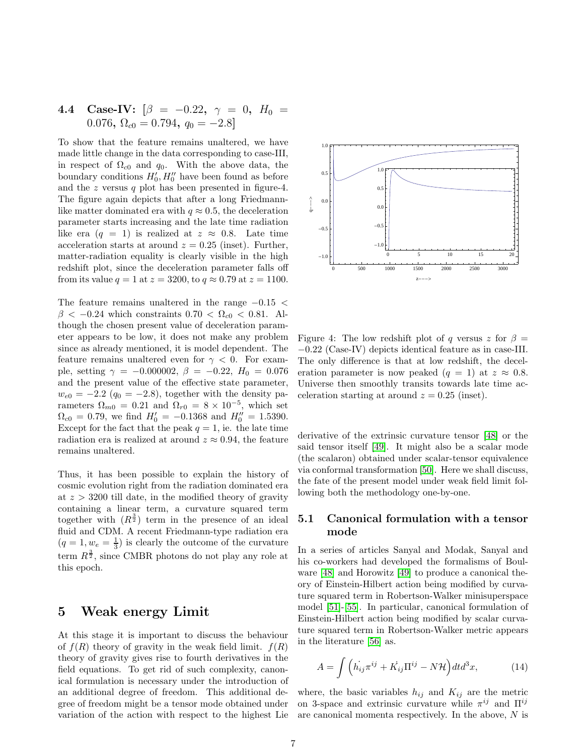### 4.4 Case-IV: $[\beta = -0.22,\ \gamma = 0,\ H_0 = 0.076,\ \Omega_{c0} = 0.794,\ q_0 = -2.8]$

To show that the feature remains unaltered, we have made little change in the data corresponding to case-III, in respect of $\Omega_{c0}$ and $q_0$. With the above data, the boundary conditions $H_0', H_0''$ have been found as before and the $z$ versus $q$ plot has been presented in figure-4. The figure again depicts that after a long Friedmann-like matter dominated era with $q \approx 0.5$, the deceleration parameter starts increasing and the late time radiation like era ($q = 1$) is realized at $z \approx 0.8$. Late time acceleration starts at around $z = 0.25$ (inset). Further, matter-radiation equality is clearly visible in the high redshift plot, since the deceleration parameter falls off from its value $q = 1$ at $z = 3200$, to $q \approx 0.79$ at $z = 1100$.

The feature remains unaltered in the range $-0.15 < \beta < -0.24$ which constraints $0.70 < \Omega_{c0} < 0.81$. Although the chosen present value of deceleration parameter appears to be low, it does not make any problem since as already mentioned, it is model dependent. The feature remains unaltered even for $\gamma < 0$. For example, setting $\gamma = -0.000002$, $\beta = -0.22$, $H_0 = 0.076$ and the present value of the effective state parameter, $w_{e0} = -2.2$ ($q_0 = -2.8$), together with the density parameters $\Omega_{m0} = 0.21$ and $\Omega_{r0} = 8 \times 10^{-5}$, which set $\Omega_{c0} = 0.79$, we find $H_0' = -0.1368$ and $H_0'' = 1.5390$. Except for the fact that the peak $q = 1$, ie. the late time radiation era is realized at around $z \approx 0.94$, the feature remains unaltered.

Thus, it has been possible to explain the history of cosmic evolution right from the radiation dominated era at $z > 3200$ till date, in the modified theory of gravity containing a linear term, a curvature squared term together with $(R^{\frac{3}{2}})$ term in the presence of an ideal fluid and CDM. A recent Friedmann-type radiation era ($q = 1, w_e = \frac{1}{3}$) is clearly the outcome of the curvature term $R^{\frac{3}{2}}$, since CMBR photons do not play any role at this epoch.

Figure 4: The low redshift plot of $q$ versus $z$ for $\beta = -0.22$ (Case-IV) depicts identical feature as in case-III. The only difference is that at low redshift, the deceleration parameter is now peaked ($q = 1$) at $z \approx 0.8$. Universe then smoothly transits towards late time acceleration starting at around $z = 0.25$ (inset).

## 5 Weak energy Limit

At this stage it is important to discuss the behaviour of $f(R)$ theory of gravity in the weak field limit. $f(R)$ theory of gravity gives rise to fourth derivatives in the field equations. To get rid of such complexity, canonical formulation is necessary under the introduction of an additional degree of freedom. This additional degree of freedom might be a tensor mode obtained under variation of the action with respect to the highest Lie derivative of the extrinsic curvature tensor [48] or the said tensor itself [49]. It might also be a scalar mode (the scalaron) obtained under scalar-tensor equivalence via conformal transformation [50]. Here we shall discuss, the fate of the present model under weak field limit following both the methodology one-by-one.

### 5.1 Canonical formulation with a tensor mode

In a series of articles Sanyal and Modak, Sanyal and his co-workers had developed the formalisms of Boulware [48] and Horowitz [49] to produce a canonical theory of Einstein-Hilbert action being modified by curvature squared term in Robertson-Walker minisuperspace model [51]-[55]. In particular, canonical formulation of Einstein-Hilbert action being modified by scalar curvature squared term in Robertson-Walker metric appears in the literature [56] as.

$$A = \int \left(\dot{h_{ij}}\pi^{ij} + \dot{K_{ij}}\Pi^{ij} - N\mathcal{H}\right) dt d^3x, \tag{14}$$

where, the basic variables $h_{ij}$ and $K_{ij}$ are the metric on 3-space and extrinsic curvature while $\pi^{ij}$ and $\Pi^{ij}$ are canonical momenta respectively. In the above, $N$ is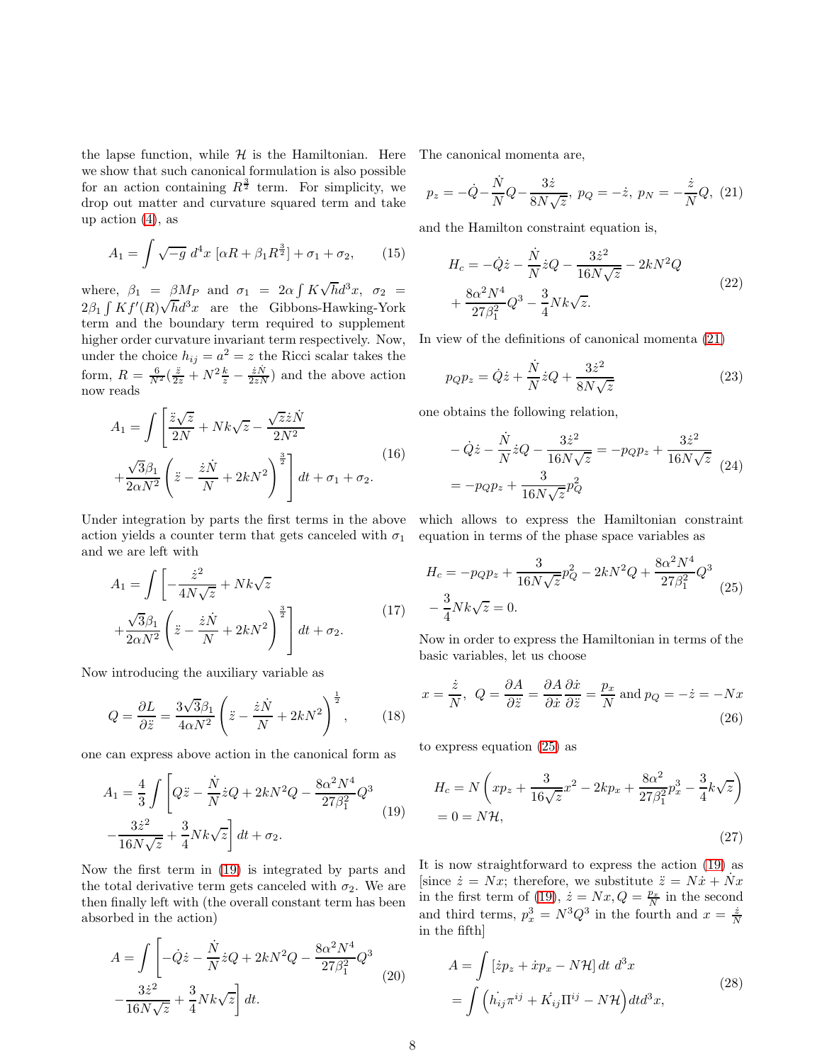the lapse function, while $\mathcal{H}$ is the Hamiltonian. Here we show that such canonical formulation is also possible for an action containing $R^{\frac{3}{2}}$ term. For simplicity, we drop out matter and curvature squared term and take up action (4), as

$$A_1 = \int \sqrt{-g}\; d^4x\; [\alpha R + \beta_1 R^{\frac{3}{2}}] + \sigma_1 + \sigma_2, \tag{15}$$

where, $\beta_1 = \beta M_P$ and $\sigma_1 = 2\alpha \int K\sqrt{h} d^3x$, $\sigma_2 = 2\beta_1 \int K f'(R)\sqrt{h} d^3x$ are the Gibbons-Hawking-York term and the boundary term required to supplement higher order curvature invariant term respectively. Now, under the choice $h_{ij} = a^2 = z$ the Ricci scalar takes the form, $R = \frac{6}{N^2}(\frac{\ddot z}{2z} + N^2\frac{k}{z} - \frac{\dot z \dot N}{2zN})$ and the above action now reads

$$\begin{aligned} A_1 = \int \Bigg[&\frac{\ddot z\sqrt{z}}{2N} + Nk\sqrt{z} - \frac{\sqrt{z}\dot z \dot N}{2N^2} \\ &+ \frac{\sqrt{3}\beta_1}{2\alpha N^2}\left(\ddot z - \frac{\dot z \dot N}{N} + 2kN^2\right)^{\frac{3}{2}}\Bigg] dt + \sigma_1 + \sigma_2. \end{aligned} \tag{16}$$

Under integration by parts the first terms in the above action yields a counter term that gets canceled with $\sigma_1$ and we are left with

$$\begin{aligned} A_1 = \int \Bigg[&-\frac{\dot z^2}{4N\sqrt{z}} + Nk\sqrt{z} \\ &+ \frac{\sqrt{3}\beta_1}{2\alpha N^2}\left(\ddot z - \frac{\dot z \dot N}{N} + 2kN^2\right)^{\frac{3}{2}}\Bigg] dt + \sigma_2. \end{aligned} \tag{17}$$

Now introducing the auxiliary variable as

$$Q = \frac{\partial L}{\partial \ddot z} = \frac{3\sqrt{3}\beta_1}{4\alpha N^2}\left(\ddot z - \frac{\dot z \dot N}{N} + 2kN^2\right)^{\frac{1}{2}}, \tag{18}$$

one can express above action in the canonical form as

$$\begin{aligned} A_1 = \frac{4}{3}\int \Bigg[&Q\ddot z - \frac{\dot N}{N}\dot z Q + 2kN^2 Q - \frac{8\alpha^2 N^4}{27\beta_1^2}Q^3 \\ &- \frac{3\dot z^2}{16N\sqrt{z}} + \frac{3}{4}Nk\sqrt{z}\Bigg] dt + \sigma_2. \end{aligned} \tag{19}$$

Now the first term in (19) is integrated by parts and the total derivative term gets canceled with $\sigma_2$. We are then finally left with (the overall constant term has been absorbed in the action)

$$\begin{aligned} A = \int \Bigg[&-\dot Q\dot z - \frac{\dot N}{N}\dot z Q + 2kN^2 Q - \frac{8\alpha^2 N^4}{27\beta_1^2}Q^3 \\ &- \frac{3\dot z^2}{16N\sqrt{z}} + \frac{3}{4}Nk\sqrt{z}\Bigg] dt. \end{aligned} \tag{20}$$

The canonical momenta are,

$$p_z = -\dot Q - \frac{\dot N}{N}Q - \frac{3\dot z}{8N\sqrt{z}},\; p_Q = -\dot z,\; p_N = -\frac{\dot z}{N}Q, \tag{21}$$

and the Hamilton constraint equation is,

$$\begin{aligned} H_c = &-\dot Q\dot z - \frac{\dot N}{N}\dot z Q - \frac{3\dot z^2}{16N\sqrt{z}} - 2kN^2 Q \\ &+ \frac{8\alpha^2 N^4}{27\beta_1^2}Q^3 - \frac{3}{4}Nk\sqrt{z}. \end{aligned} \tag{22}$$

In view of the definitions of canonical momenta (21)

$$p_Q p_z = \dot Q\dot z + \frac{\dot N}{N}\dot z Q + \frac{3\dot z^2}{8N\sqrt{z}} \tag{23}$$

one obtains the following relation,

$$\begin{aligned} &-\dot Q\dot z - \frac{\dot N}{N}\dot z Q - \frac{3\dot z^2}{16N\sqrt{z}} = -p_Q p_z + \frac{3\dot z^2}{16N\sqrt{z}} \\ &= -p_Q p_z + \frac{3}{16N\sqrt{z}}p_Q^2 \end{aligned} \tag{24}$$

which allows to express the Hamiltonian constraint equation in terms of the phase space variables as

$$\begin{aligned} H_c = &-p_Q p_z + \frac{3}{16N\sqrt{z}}p_Q^2 - 2kN^2 Q + \frac{8\alpha^2 N^4}{27\beta_1^2}Q^3 \\ &- \frac{3}{4}Nk\sqrt{z} = 0. \end{aligned} \tag{25}$$

Now in order to express the Hamiltonian in terms of the basic variables, let us choose

$$x = \frac{\dot z}{N},\;\; Q = \frac{\partial A}{\partial \ddot z} = \frac{\partial A}{\partial \dot x}\frac{\partial \dot x}{\partial \ddot z} = \frac{p_x}{N} \text{ and } p_Q = -\dot z = -Nx \tag{26}$$

to express equation (25) as

$$\begin{aligned} H_c &= N\left(xp_z + \frac{3}{16\sqrt{z}}x^2 - 2kp_x + \frac{8\alpha^2}{27\beta_1^2}p_x^3 - \frac{3}{4}k\sqrt{z}\right) \\ &= 0 = N\mathcal{H}, \end{aligned} \tag{27}$$

It is now straightforward to express the action (19) as [since $\dot z = Nx$; therefore, we substitute $\ddot z = N\dot x + \dot N x$ in the first term of (19), $\dot z = Nx, Q = \frac{p_x}{N}$ in the second and third terms, $p_x^3 = N^3Q^3$ in the fourth and $x = \frac{\dot z}{N}$ in the fifth]

$$\begin{aligned} A &= \int \left[\dot z p_z + \dot x p_x - N\mathcal{H}\right] dt\; d^3x \\ &= \int \left(\dot{h_{ij}}\pi^{ij} + \dot{K_{ij}}\Pi^{ij} - N\mathcal{H}\right) dt d^3x, \end{aligned} \tag{28}$$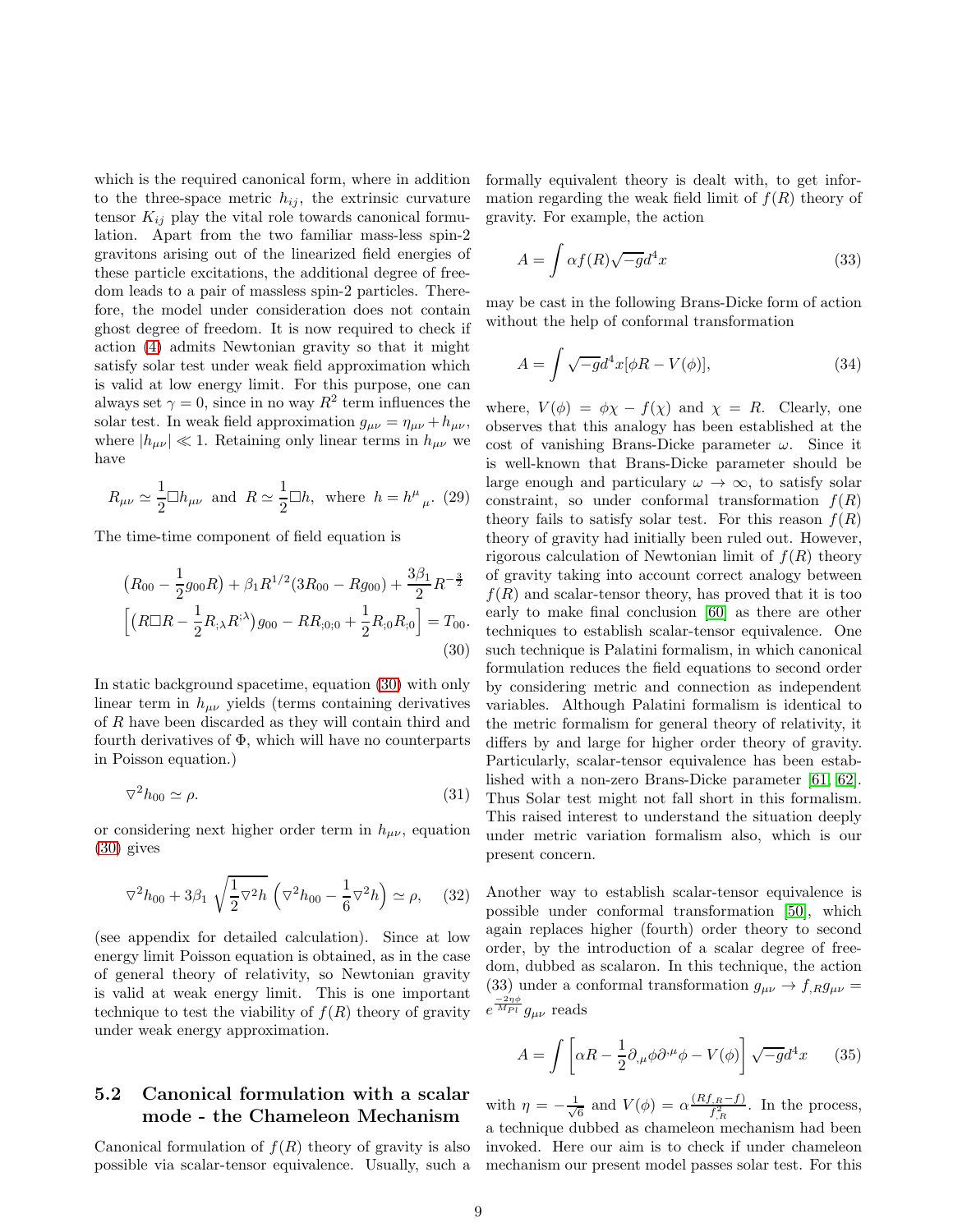which is the required canonical form, where in addition to the three-space metric $h_{ij}$, the extrinsic curvature tensor $K_{ij}$ play the vital role towards canonical formulation. Apart from the two familiar mass-less spin-2 gravitons arising out of the linearized field energies of these particle excitations, the additional degree of freedom leads to a pair of massless spin-2 particles. Therefore, the model under consideration does not contain ghost degree of freedom. It is now required to check if action (4) admits Newtonian gravity so that it might satisfy solar test under weak field approximation which is valid at low energy limit. For this purpose, one can always set $\gamma = 0$, since in no way $R^2$ term influences the solar test. In weak field approximation $g_{\mu\nu} = \eta_{\mu\nu} + h_{\mu\nu}$, where $|h_{\mu\nu}| \ll 1$. Retaining only linear terms in $h_{\mu\nu}$ we have

$$R_{\mu\nu} \simeq \frac{1}{2}\Box h_{\mu\nu} \;\;\text{and}\;\; R \simeq \frac{1}{2}\Box h, \;\;\text{where}\;\; h = h^{\mu}{}_{\mu}. \tag{29}$$

The time-time component of field equation is

$$\left(R_{00} - \frac{1}{2}g_{00}R\right) + \beta_1 R^{1/2}(3R_{00} - Rg_{00}) + \frac{3\beta_1}{2}R^{-\frac{3}{2}} \left[\left(R\Box R - \frac{1}{2}R_{;\lambda}R^{;\lambda}\right)g_{00} - RR_{;0;0} + \frac{1}{2}R_{;0}R_{;0}\right] = T_{00}. \tag{30}$$

In static background spacetime, equation (30) with only linear term in $h_{\mu\nu}$ yields (terms containing derivatives of $R$ have been discarded as they will contain third and fourth derivatives of $\Phi$, which will have no counterparts in Poisson equation.)

$$\nabla^2 h_{00} \simeq \rho. \tag{31}$$

or considering next higher order term in $h_{\mu\nu}$, equation (30) gives

$$\nabla^2 h_{00} + 3\beta_1\sqrt{\frac{1}{2}\nabla^2 h}\left(\nabla^2 h_{00} - \frac{1}{6}\nabla^2 h\right) \simeq \rho, \tag{32}$$

(see appendix for detailed calculation). Since at low energy limit Poisson equation is obtained, as in the case of general theory of relativity, so Newtonian gravity is valid at weak energy limit. This is one important technique to test the viability of $f(R)$ theory of gravity under weak energy approximation.

## 5.2 Canonical formulation with a scalar mode - the Chameleon Mechanism

Canonical formulation of $f(R)$ theory of gravity is also possible via scalar-tensor equivalence. Usually, such a formally equivalent theory is dealt with, to get information regarding the weak field limit of $f(R)$ theory of gravity. For example, the action

$$A = \int \alpha f(R)\sqrt{-g}d^4x \tag{33}$$

may be cast in the following Brans-Dicke form of action without the help of conformal transformation

$$A = \int \sqrt{-g}d^4x[\phi R - V(\phi)], \tag{34}$$

where, $V(\phi) = \phi\chi - f(\chi)$ and $\chi = R$. Clearly, one observes that this analogy has been established at the cost of vanishing Brans-Dicke parameter $\omega$. Since it is well-known that Brans-Dicke parameter should be large enough and particulary $\omega \to \infty$, to satisfy solar constraint, so under conformal transformation $f(R)$ theory fails to satisfy solar test. For this reason $f(R)$ theory of gravity had initially been ruled out. However, rigorous calculation of Newtonian limit of $f(R)$ theory of gravity taking into account correct analogy between $f(R)$ and scalar-tensor theory, has proved that it is too early to make final conclusion [60] as there are other techniques to establish scalar-tensor equivalence. One such technique is Palatini formalism, in which canonical formulation reduces the field equations to second order by considering metric and connection as independent variables. Although Palatini formalism is identical to the metric formalism for general theory of relativity, it differs by and large for higher order theory of gravity. Particularly, scalar-tensor equivalence has been established with a non-zero Brans-Dicke parameter [61, 62]. Thus Solar test might not fall short in this formalism. This raised interest to understand the situation deeply under metric variation formalism also, which is our present concern.

Another way to establish scalar-tensor equivalence is possible under conformal transformation [50], which again replaces higher (fourth) order theory to second order, by the introduction of a scalar degree of freedom, dubbed as scalaron. In this technique, the action (33) under a conformal transformation $g_{\mu\nu} \to f_{,R}g_{\mu\nu} = e^{\frac{-2\eta\phi}{M_{Pl}}}g_{\mu\nu}$ reads

$$A = \int \left[\alpha R - \frac{1}{2}\partial_{,\mu}\phi\partial^{,\mu}\phi - V(\phi)\right]\sqrt{-g}d^4x \tag{35}$$

with $\eta = -\frac{1}{\sqrt{6}}$ and $V(\phi) = \alpha\frac{(Rf_{,R} - f)}{f_{,R}^2}$. In the process, a technique dubbed as chameleon mechanism had been invoked. Here our aim is to check if under chameleon mechanism our present model passes solar test. For this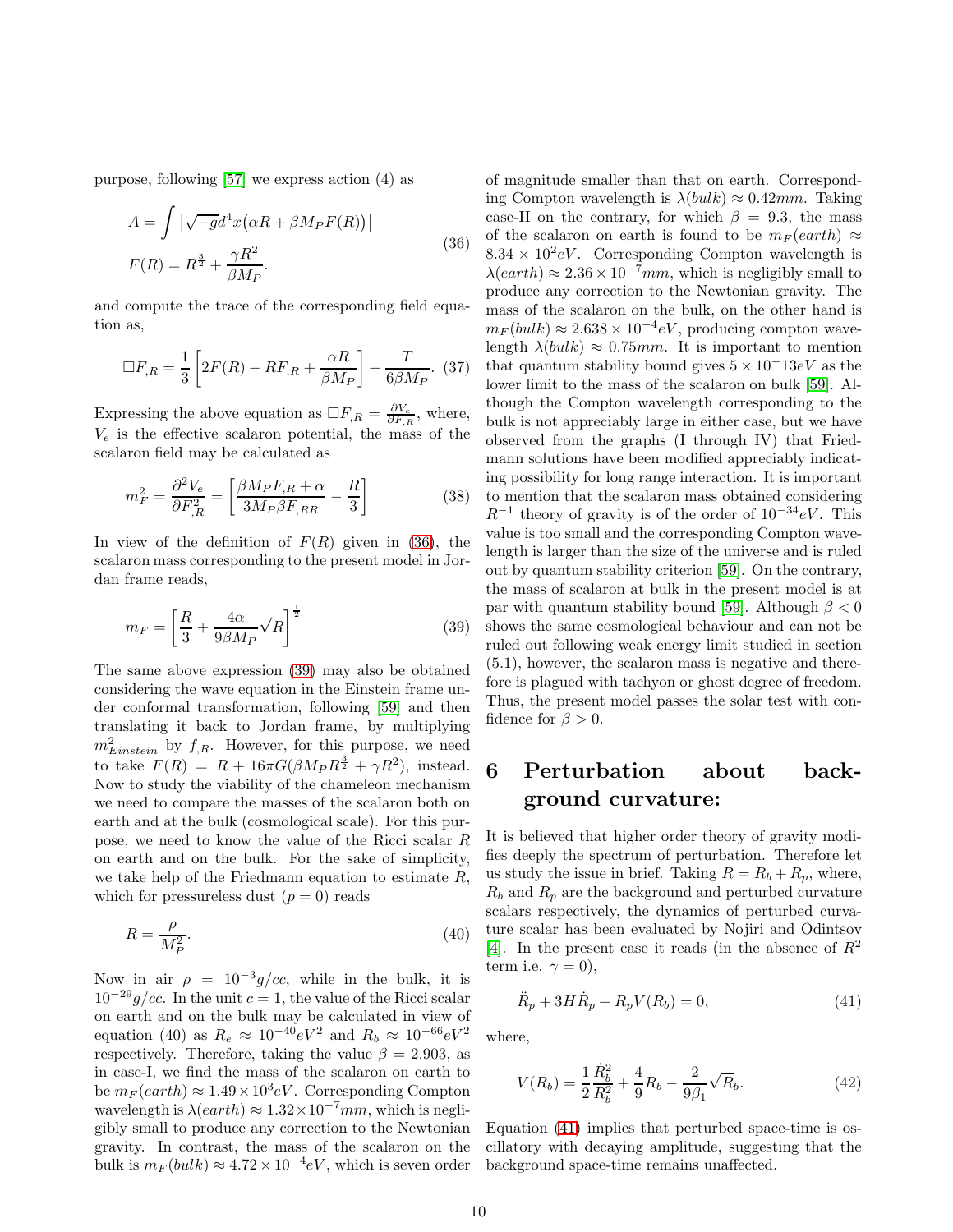purpose, following [57] we express action (4) as

$$A = \int \left[\sqrt{-g}d^4x\big(\alpha R + \beta M_P F(R)\big)\right]$$
$$F(R) = R^{\frac{3}{2}} + \frac{\gamma R^2}{\beta M_P}. \tag{36}$$

and compute the trace of the corresponding field equation as,

$$\Box F_{,R} = \frac{1}{3}\left[2F(R) - RF_{,R} + \frac{\alpha R}{\beta M_P}\right] + \frac{T}{6\beta M_P}. \tag{37}$$

Expressing the above equation as $\Box F_{,R} = \frac{\partial V_e}{\partial F_{,R}}$, where, $V_e$ is the effective scalaron potential, the mass of the scalaron field may be calculated as

$$m_F^2 = \frac{\partial^2 V_e}{\partial F_{,R}^2} = \left[\frac{\beta M_P F_{,R} + \alpha}{3M_P \beta F_{,RR}} - \frac{R}{3}\right] \tag{38}$$

In view of the definition of $F(R)$ given in (36), the scalaron mass corresponding to the present model in Jordan frame reads,

$$m_F = \left[\frac{R}{3} + \frac{4\alpha}{9\beta M_P}\sqrt{R}\right]^{\frac{1}{2}} \tag{39}$$

The same above expression (39) may also be obtained considering the wave equation in the Einstein frame under conformal transformation, following [59] and then translating it back to Jordan frame, by multiplying $m^2_{Einstein}$ by $f_{,R}$. However, for this purpose, we need to take $F(R) = R + 16\pi G(\beta M_P R^{\frac{3}{2}} + \gamma R^2)$, instead. Now to study the viability of the chameleon mechanism we need to compare the masses of the scalaron both on earth and at the bulk (cosmological scale). For this purpose, we need to know the value of the Ricci scalar $R$ on earth and on the bulk. For the sake of simplicity, we take help of the Friedmann equation to estimate $R$, which for pressureless dust ($p = 0$) reads

$$R = \frac{\rho}{M_P^2}. \tag{40}$$

Now in air $\rho = 10^{-3}g/cc$, while in the bulk, it is $10^{-29}g/cc$. In the unit $c = 1$, the value of the Ricci scalar on earth and on the bulk may be calculated in view of equation (40) as $R_e \approx 10^{-40}eV^2$ and $R_b \approx 10^{-66}eV^2$ respectively. Therefore, taking the value $\beta = 2.903$, as in case-I, we find the mass of the scalaron on earth to be $m_F(earth) \approx 1.49 \times 10^3 eV$. Corresponding Compton wavelength is $\lambda(earth) \approx 1.32 \times 10^{-7}mm$, which is negligibly small to produce any correction to the Newtonian gravity. In contrast, the mass of the scalaron on the bulk is $m_F(bulk) \approx 4.72 \times 10^{-4}eV$, which is seven order of magnitude smaller than that on earth. Corresponding Compton wavelength is $\lambda(bulk) \approx 0.42mm$. Taking case-II on the contrary, for which $\beta = 9.3$, the mass of the scalaron on earth is found to be $m_F(earth) \approx 8.34 \times 10^2 eV$. Corresponding Compton wavelength is $\lambda(earth) \approx 2.36 \times 10^{-7}mm$, which is negligibly small to produce any correction to the Newtonian gravity. The mass of the scalaron on the bulk, on the other hand is $m_F(bulk) \approx 2.638 \times 10^{-4}eV$, producing compton wavelength $\lambda(bulk) \approx 0.75mm$. It is important to mention that quantum stability bound gives $5 \times 10^-13eV$ as the lower limit to the mass of the scalaron on bulk [59]. Although the Compton wavelength corresponding to the bulk is not appreciably large in either case, but we have observed from the graphs (I through IV) that Friedmann solutions have been modified appreciably indicating possibility for long range interaction. It is important to mention that the scalaron mass obtained considering $R^{-1}$ theory of gravity is of the order of $10^{-34}eV$. This value is too small and the corresponding Compton wavelength is larger than the size of the universe and is ruled out by quantum stability criterion [59]. On the contrary, the mass of scalaron at bulk in the present model is at par with quantum stability bound [59]. Although $\beta < 0$ shows the same cosmological behaviour and can not be ruled out following weak energy limit studied in section (5.1), however, the scalaron mass is negative and therefore is plagued with tachyon or ghost degree of freedom. Thus, the present model passes the solar test with confidence for $\beta > 0$.

# 6 Perturbation about background curvature:

It is believed that higher order theory of gravity modifies deeply the spectrum of perturbation. Therefore let us study the issue in brief. Taking $R = R_b + R_p$, where, $R_b$ and $R_p$ are the background and perturbed curvature scalars respectively, the dynamics of perturbed curvature scalar has been evaluated by Nojiri and Odintsov [4]. In the present case it reads (in the absence of $R^2$ term i.e. $\gamma = 0$),

$$\ddot{R}_p + 3H\dot{R}_p + R_p V(R_b) = 0, \tag{41}$$

where,

$$V(R_b) = \frac{1}{2}\frac{\dot{R}_b^2}{R_b^2} + \frac{4}{9}R_b - \frac{2}{9\beta_1}\sqrt{R_b}. \tag{42}$$

Equation (41) implies that perturbed space-time is oscillatory with decaying amplitude, suggesting that the background space-time remains unaffected.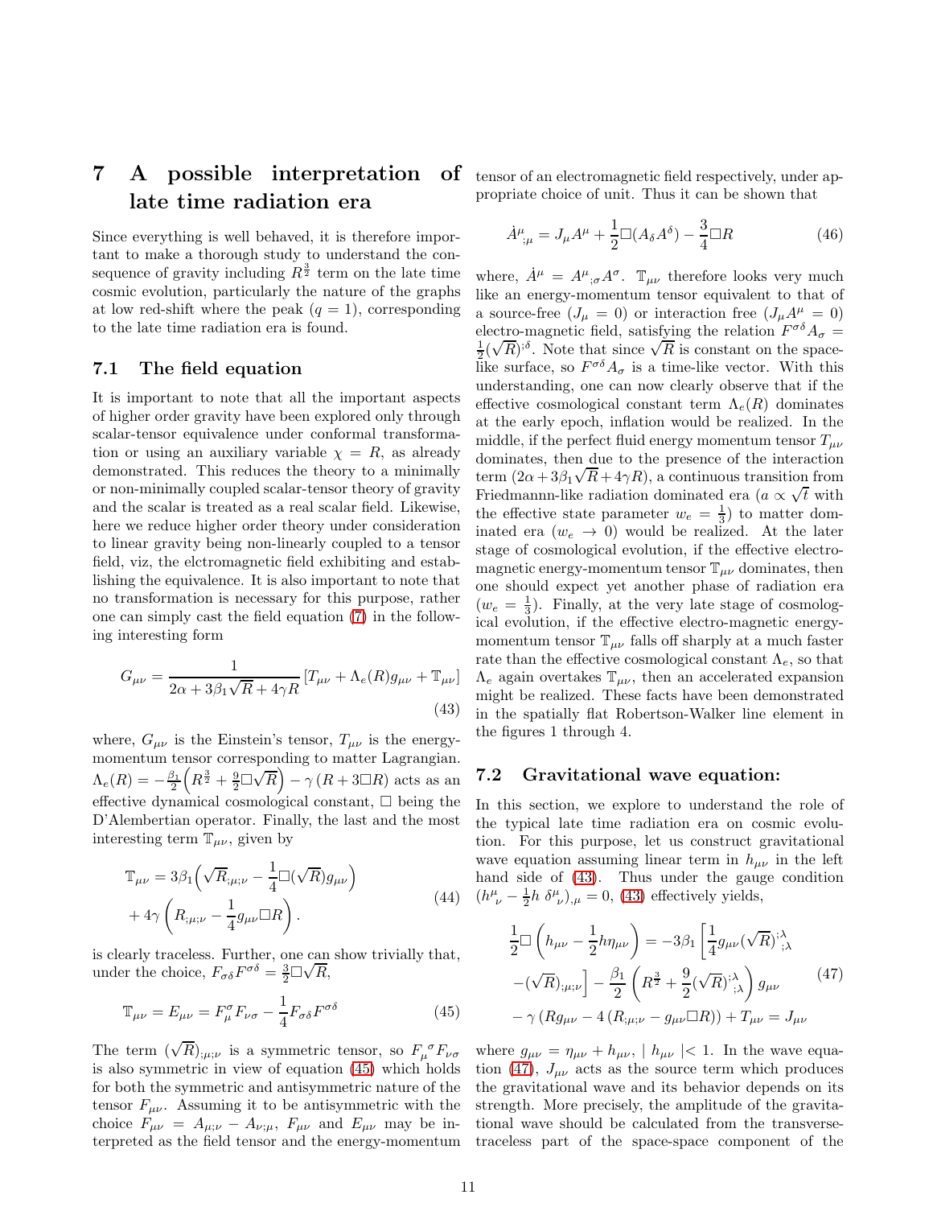## 7 A possible interpretation of late time radiation era

Since everything is well behaved, it is therefore important to make a thorough study to understand the consequence of gravity including $R^{\frac{3}{2}}$ term on the late time cosmic evolution, particularly the nature of the graphs at low red-shift where the peak $(q = 1)$, corresponding to the late time radiation era is found.

### 7.1 The field equation

It is important to note that all the important aspects of higher order gravity have been explored only through scalar-tensor equivalence under conformal transformation or using an auxiliary variable $\chi = R$, as already demonstrated. This reduces the theory to a minimally or non-minimally coupled scalar-tensor theory of gravity and the scalar is treated as a real scalar field. Likewise, here we reduce higher order theory under consideration to linear gravity being non-linearly coupled to a tensor field, viz, the elctromagnetic field exhibiting and establishing the equivalence. It is also important to note that no transformation is necessary for this purpose, rather one can simply cast the field equation (7) in the following interesting form

$$G_{\mu\nu} = \frac{1}{2\alpha + 3\beta_1\sqrt{R} + 4\gamma R}\left[T_{\mu\nu} + \Lambda_e(R)g_{\mu\nu} + \mathbb{T}_{\mu\nu}\right] \tag{43}$$

where, $G_{\mu\nu}$ is the Einstein's tensor, $T_{\mu\nu}$ is the energy-momentum tensor corresponding to matter Lagrangian. $\Lambda_e(R) = -\frac{\beta_1}{2}\Big(R^{\frac{3}{2}} + \frac{9}{2}\Box\sqrt{R}\Big) - \gamma\left(R + 3\Box R\right)$ acts as an effective dynamical cosmological constant, $\Box$ being the D'Alembertian operator. Finally, the last and the most interesting term $\mathbb{T}_{\mu\nu}$, given by

$$\begin{aligned}\mathbb{T}_{\mu\nu} &= 3\beta_1\Big(\sqrt{R}_{;\mu;\nu} - \frac{1}{4}\Box(\sqrt{R})g_{\mu\nu}\Big)\\ &+ 4\gamma\left(R_{;\mu;\nu} - \frac{1}{4}g_{\mu\nu}\Box R\right).\end{aligned} \tag{44}$$

is clearly traceless. Further, one can show trivially that, under the choice, $F_{\sigma\delta}F^{\sigma\delta} = \frac{3}{2}\Box\sqrt{R}$,

$$\mathbb{T}_{\mu\nu} = E_{\mu\nu} = F^{\sigma}_{\mu}F_{\nu\sigma} - \frac{1}{4}F_{\sigma\delta}F^{\sigma\delta} \tag{45}$$

The term $(\sqrt{R})_{;\mu;\nu}$ is a symmetric tensor, so $F_{\mu}{}^{\sigma}F_{\nu\sigma}$ is also symmetric in view of equation (45) which holds for both the symmetric and antisymmetric nature of the tensor $F_{\mu\nu}$. Assuming it to be antisymmetric with the choice $F_{\mu\nu} = A_{\mu;\nu} - A_{\nu;\mu}$, $F_{\mu\nu}$ and $E_{\mu\nu}$ may be interpreted as the field tensor and the energy-momentum tensor of an electromagnetic field respectively, under appropriate choice of unit. Thus it can be shown that

$$\dot{A}^{\mu}{}_{;\mu} = J_\mu A^\mu + \frac{1}{2}\Box(A_\delta A^\delta) - \frac{3}{4}\Box R \tag{46}$$

where, $\dot{A}^\mu = A^{\mu}{}_{;\sigma}A^\sigma$. $\mathbb{T}_{\mu\nu}$ therefore looks very much like an energy-momentum tensor equivalent to that of a source-free $(J_\mu = 0)$ or interaction free $(J_\mu A^\mu = 0)$ electro-magnetic field, satisfying the relation $F^{\sigma\delta}A_\sigma = \frac{1}{2}(\sqrt{R})^{;\delta}$. Note that since $\sqrt{R}$ is constant on the space-like surface, so $F^{\sigma\delta}A_\sigma$ is a time-like vector. With this understanding, one can now clearly observe that if the effective cosmological constant term $\Lambda_e(R)$ dominates at the early epoch, inflation would be realized. In the middle, if the perfect fluid energy momentum tensor $T_{\mu\nu}$ dominates, then due to the presence of the interaction term $(2\alpha + 3\beta_1\sqrt{R} + 4\gamma R)$, a continuous transition from Friedmannn-like radiation dominated era ($a \propto \sqrt{t}$ with the effective state parameter $w_e = \frac{1}{3}$) to matter dominated era ($w_e \to 0$) would be realized. At the later stage of cosmological evolution, if the effective electromagnetic energy-momentum tensor $\mathbb{T}_{\mu\nu}$ dominates, then one should expect yet another phase of radiation era ($w_e = \frac{1}{3}$). Finally, at the very late stage of cosmological evolution, if the effective electro-magnetic energy-momentum tensor $\mathbb{T}_{\mu\nu}$ falls off sharply at a much faster rate than the effective cosmological constant $\Lambda_e$, so that $\Lambda_e$ again overtakes $\mathbb{T}_{\mu\nu}$, then an accelerated expansion might be realized. These facts have been demonstrated in the spatially flat Robertson-Walker line element in the figures 1 through 4.

### 7.2 Gravitational wave equation:

In this section, we explore to understand the role of the typical late time radiation era on cosmic evolution. For this purpose, let us construct gravitational wave equation assuming linear term in $h_{\mu\nu}$ in the left hand side of (43). Thus under the gauge condition $(h^{\mu}{}_{\nu} - \frac{1}{2}h\ \delta^{\mu}{}_{\nu})_{,\mu} = 0$, (43) effectively yields,

$$\begin{aligned}&\frac{1}{2}\Box\left(h_{\mu\nu} - \frac{1}{2}h\eta_{\mu\nu}\right) = -3\beta_1\left[\frac{1}{4}g_{\mu\nu}(\sqrt{R})^{;\lambda}{}_{;\lambda}\right.\\ &\left.-(\sqrt{R})_{;\mu;\nu}\right] - \frac{\beta_1}{2}\left(R^{\frac{3}{2}} + \frac{9}{2}(\sqrt{R})^{;\lambda}{}_{;\lambda}\right)g_{\mu\nu}\\ &-\gamma\left(Rg_{\mu\nu} - 4\left(R_{;\mu;\nu} - g_{\mu\nu}\Box R\right)\right) + T_{\mu\nu} = J_{\mu\nu}\end{aligned} \tag{47}$$

where $g_{\mu\nu} = \eta_{\mu\nu} + h_{\mu\nu}$, $\mid h_{\mu\nu}\mid < 1$. In the wave equation (47), $J_{\mu\nu}$ acts as the source term which produces the gravitational wave and its behavior depends on its strength. More precisely, the amplitude of the gravitational wave should be calculated from the transverse-traceless part of the space-space component of the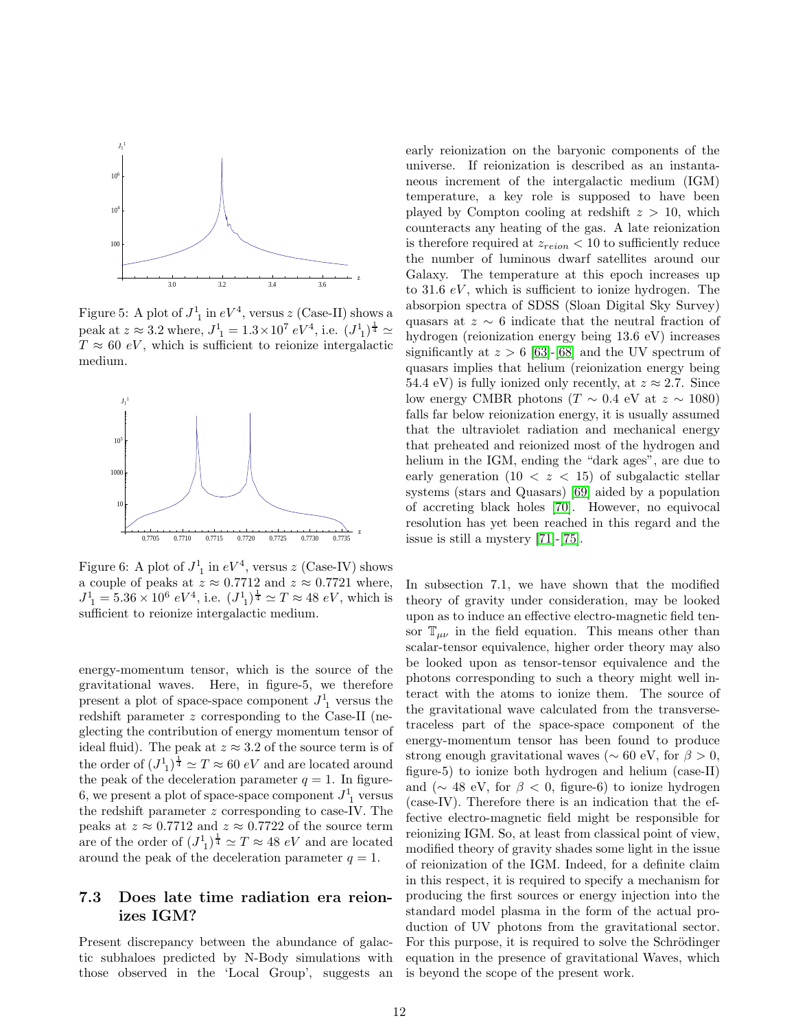Figure 5: A plot of $J^1_1$ in $eV^4$, versus $z$ (Case-II) shows a peak at $z \approx 3.2$ where, $J^1_1 = 1.3 \times 10^7\ eV^4$, i.e. $(J^1_1)^{\frac{1}{4}} \simeq T \approx 60\ eV$, which is sufficient to reionize intergalactic medium.

Figure 6: A plot of $J^1_1$ in $eV^4$, versus $z$ (Case-IV) shows a couple of peaks at $z \approx 0.7712$ and $z \approx 0.7721$ where, $J^1_1 = 5.36 \times 10^6\ eV^4$, i.e. $(J^1_1)^{\frac{1}{4}} \simeq T \approx 48\ eV$, which is sufficient to reionize intergalactic medium.

energy-momentum tensor, which is the source of the gravitational waves. Here, in figure-5, we therefore present a plot of space-space component $J^1_1$ versus the redshift parameter $z$ corresponding to the Case-II (neglecting the contribution of energy momentum tensor of ideal fluid). The peak at $z \approx 3.2$ of the source term is of the order of $(J^1_1)^{\frac{1}{4}} \simeq T \approx 60\ eV$ and are located around the peak of the deceleration parameter $q = 1$. In figure-6, we present a plot of space-space component $J^1_1$ versus the redshift parameter $z$ corresponding to case-IV. The peaks at $z \approx 0.7712$ and $z \approx 0.7722$ of the source term are of the order of $(J^1_1)^{\frac{1}{4}} \simeq T \approx 48\ eV$ and are located around the peak of the deceleration parameter $q = 1$.

### 7.3 Does late time radiation era reionizes IGM?

Present discrepancy between the abundance of galactic subhaloes predicted by N-Body simulations with those observed in the 'Local Group', suggests an early reionization on the baryonic components of the universe. If reionization is described as an instantaneous increment of the intergalactic medium (IGM) temperature, a key role is supposed to have been played by Compton cooling at redshift $z > 10$, which counteracts any heating of the gas. A late reionization is therefore required at $z_{reion} < 10$ to sufficiently reduce the number of luminous dwarf satellites around our Galaxy. The temperature at this epoch increases up to $31.6\ eV$, which is sufficient to ionize hydrogen. The absorpion spectra of SDSS (Sloan Digital Sky Survey) quasars at $z \sim 6$ indicate that the neutral fraction of hydrogen (reionization energy being 13.6 eV) increases significantly at $z > 6$ [63]-[68] and the UV spectrum of quasars implies that helium (reionization energy being 54.4 eV) is fully ionized only recently, at $z \approx 2.7$. Since low energy CMBR photons ($T \sim 0.4$ eV at $z \sim 1080$) falls far below reionization energy, it is usually assumed that the ultraviolet radiation and mechanical energy that preheated and reionized most of the hydrogen and helium in the IGM, ending the "dark ages", are due to early generation ($10 < z < 15$) of subgalactic stellar systems (stars and Quasars) [69] aided by a population of accreting black holes [70]. However, no equivocal resolution has yet been reached in this regard and the issue is still a mystery [71]-[75].

In subsection 7.1, we have shown that the modified theory of gravity under consideration, may be looked upon as to induce an effective electro-magnetic field tensor $\mathbb{T}_{\mu\nu}$ in the field equation. This means other than scalar-tensor equivalence, higher order theory may also be looked upon as tensor-tensor equivalence and the photons corresponding to such a theory might well interact with the atoms to ionize them. The source of the gravitational wave calculated from the transverse-traceless part of the space-space component of the energy-momentum tensor has been found to produce strong enough gravitational waves ($\sim 60$ eV, for $\beta > 0$, figure-5) to ionize both hydrogen and helium (case-II) and ($\sim 48$ eV, for $\beta < 0$, figure-6) to ionize hydrogen (case-IV). Therefore there is an indication that the effective electro-magnetic field might be responsible for reionizing IGM. So, at least from classical point of view, modified theory of gravity shades some light in the issue of reionization of the IGM. Indeed, for a definite claim in this respect, it is required to specify a mechanism for producing the first sources or energy injection into the standard model plasma in the form of the actual production of UV photons from the gravitational sector. For this purpose, it is required to solve the Schrödinger equation in the presence of gravitational Waves, which is beyond the scope of the present work.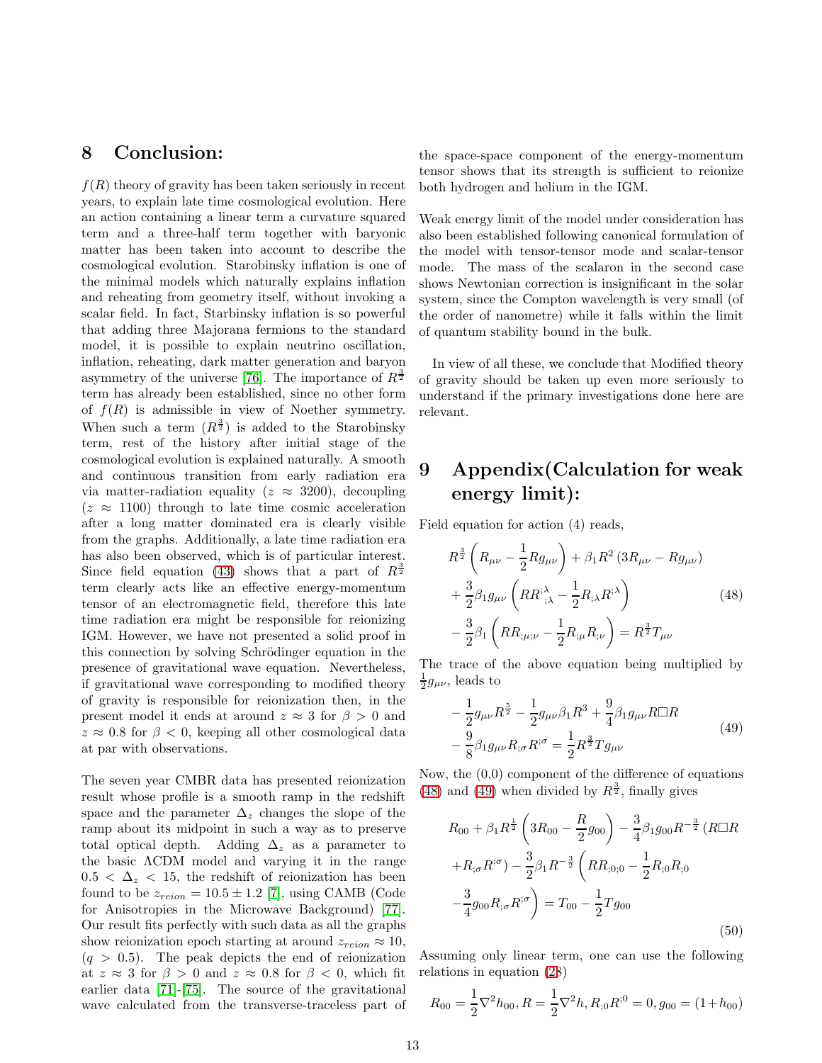## 8 Conclusion:

$f(R)$ theory of gravity has been taken seriously in recent years, to explain late time cosmological evolution. Here an action containing a linear term a curvature squared term and a three-half term together with baryonic matter has been taken into account to describe the cosmological evolution. Starobinsky inflation is one of the minimal models which naturally explains inflation and reheating from geometry itself, without invoking a scalar field. In fact, Starbinsky inflation is so powerful that adding three Majorana fermions to the standard model, it is possible to explain neutrino oscillation, inflation, reheating, dark matter generation and baryon asymmetry of the universe [76]. The importance of $R^{\frac{3}{2}}$ term has already been established, since no other form of $f(R)$ is admissible in view of Noether symmetry. When such a term ($R^{\frac{3}{2}}$) is added to the Starobinsky term, rest of the history after initial stage of the cosmological evolution is explained naturally. A smooth and continuous transition from early radiation era via matter-radiation equality ($z \approx 3200$), decoupling ($z \approx 1100$) through to late time cosmic acceleration after a long matter dominated era is clearly visible from the graphs. Additionally, a late time radiation era has also been observed, which is of particular interest. Since field equation (43) shows that a part of $R^{\frac{3}{2}}$ term clearly acts like an effective energy-momentum tensor of an electromagnetic field, therefore this late time radiation era might be responsible for reionizing IGM. However, we have not presented a solid proof in this connection by solving Schrödinger equation in the presence of gravitational wave equation. Nevertheless, if gravitational wave corresponding to modified theory of gravity is responsible for reionization then, in the present model it ends at around $z \approx 3$ for $\beta > 0$ and $z \approx 0.8$ for $\beta < 0$, keeping all other cosmological data at par with observations.

The seven year CMBR data has presented reionization result whose profile is a smooth ramp in the redshift space and the parameter $\Delta_z$ changes the slope of the ramp about its midpoint in such a way as to preserve total optical depth. Adding $\Delta_z$ as a parameter to the basic ΛCDM model and varying it in the range $0.5 < \Delta_z < 15$, the redshift of reionization has been found to be $z_{reion} = 10.5 \pm 1.2$ [7], using CAMB (Code for Anisotropies in the Microwave Background) [77]. Our result fits perfectly with such data as all the graphs show reionization epoch starting at around $z_{reion} \approx 10$, ($q > 0.5$). The peak depicts the end of reionization at $z \approx 3$ for $\beta > 0$ and $z \approx 0.8$ for $\beta < 0$, which fit earlier data [71]-[75]. The source of the gravitational wave calculated from the transverse-traceless part of the space-space component of the energy-momentum tensor shows that its strength is sufficient to reionize both hydrogen and helium in the IGM.

Weak energy limit of the model under consideration has also been established following canonical formulation of the model with tensor-tensor mode and scalar-tensor mode. The mass of the scalaron in the second case shows Newtonian correction is insignificant in the solar system, since the Compton wavelength is very small (of the order of nanometre) while it falls within the limit of quantum stability bound in the bulk.

In view of all these, we conclude that Modified theory of gravity should be taken up even more seriously to understand if the primary investigations done here are relevant.

## 9 Appendix(Calculation for weak energy limit):

Field equation for action (4) reads,

$$\begin{aligned} &R^{\frac{3}{2}}\left(R_{\mu\nu} - \frac{1}{2}Rg_{\mu\nu}\right) + \beta_1 R^2\left(3R_{\mu\nu} - Rg_{\mu\nu}\right) \\ &+ \frac{3}{2}\beta_1 g_{\mu\nu}\left(RR^{;\lambda}_{;\lambda} - \frac{1}{2}R_{;\lambda}R^{;\lambda}\right) \\ &- \frac{3}{2}\beta_1\left(RR_{;\mu;\nu} - \frac{1}{2}R_{;\mu}R_{;\nu}\right) = R^{\frac{3}{2}}T_{\mu\nu} \end{aligned} \tag{48}$$

The trace of the above equation being multiplied by $\frac{1}{2}g_{\mu\nu}$, leads to

$$\begin{aligned} &-\frac{1}{2}g_{\mu\nu}R^{\frac{5}{2}} - \frac{1}{2}g_{\mu\nu}\beta_1 R^3 + \frac{9}{4}\beta_1 g_{\mu\nu}R\Box R \\ &- \frac{9}{8}\beta_1 g_{\mu\nu}R_{;\sigma}R^{;\sigma} = \frac{1}{2}R^{\frac{3}{2}}Tg_{\mu\nu} \end{aligned} \tag{49}$$

Now, the (0,0) component of the difference of equations (48) and (49) when divided by $R^{\frac{3}{2}}$, finally gives

$$\begin{aligned} &R_{00} + \beta_1 R^{\frac{1}{2}}\left(3R_{00} - \frac{R}{2}g_{00}\right) - \frac{3}{4}\beta_1 g_{00}R^{-\frac{3}{2}}(R\Box R \\ &+ R_{;\sigma}R^{;\sigma}) - \frac{3}{2}\beta_1 R^{-\frac{3}{2}}\left(RR_{;0;0} - \frac{1}{2}R_{;0}R_{;0}\right. \\ &\left.- \frac{3}{4}g_{00}R_{;\sigma}R^{;\sigma}\right) = T_{00} - \frac{1}{2}Tg_{00} \end{aligned} \tag{50}$$

Assuming only linear term, one can use the following relations in equation (28)

$$R_{00} = \frac{1}{2}\nabla^2 h_{00}, R = \frac{1}{2}\nabla^2 h, R_{;0}R^{;0} = 0, g_{00} = (1 + h_{00})$$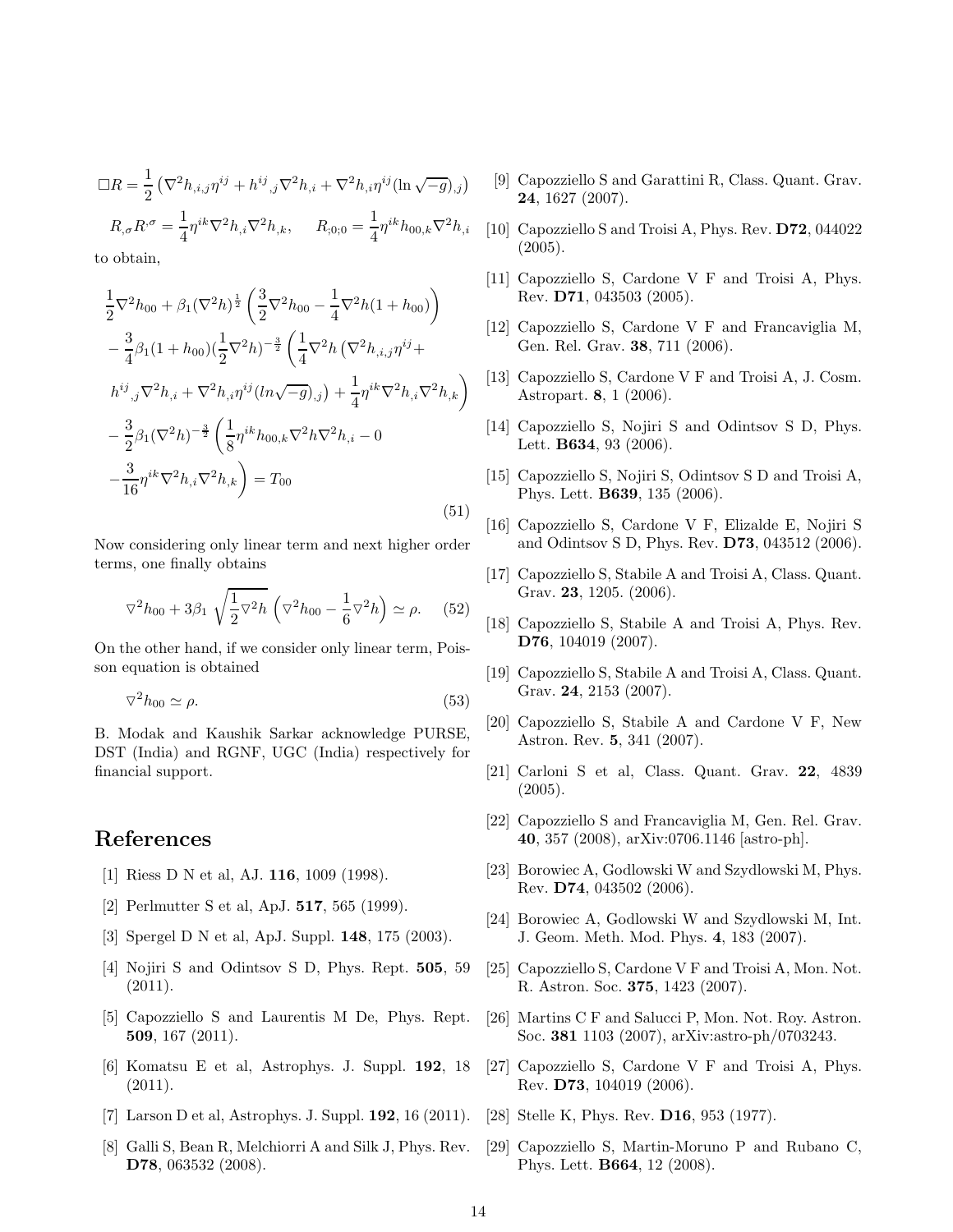$$\Box R = \frac{1}{2}\left(\nabla^2 h_{,i,j}\eta^{ij} + h^{ij}{}_{,j}\nabla^2 h_{,i} + \nabla^2 h_{,i}\eta^{ij}(\ln\sqrt{-g})_{,j}\right)$$

$$R_{,\sigma}R^{,\sigma} = \frac{1}{4}\eta^{ik}\nabla^2 h_{,i}\nabla^2 h_{,k}, \qquad R_{;0;0} = \frac{1}{4}\eta^{ik}h_{00,k}\nabla^2 h_{,i}$$

to obtain,

$$\begin{aligned}
&\frac{1}{2}\nabla^2 h_{00} + \beta_1(\nabla^2 h)^{\frac{1}{2}}\left(\frac{3}{2}\nabla^2 h_{00} - \frac{1}{4}\nabla^2 h(1+h_{00})\right)\\
&-\frac{3}{4}\beta_1(1+h_{00})(\frac{1}{2}\nabla^2 h)^{-\frac{3}{2}}\left(\frac{1}{4}\nabla^2 h\left(\nabla^2 h_{,i,j}\eta^{ij}+\right.\right.\\
&\left.\left.h^{ij}{}_{,j}\nabla^2 h_{,i} + \nabla^2 h_{,i}\eta^{ij}(ln\sqrt{-g})_{,j}\right) + \frac{1}{4}\eta^{ik}\nabla^2 h_{,i}\nabla^2 h_{,k}\right)\\
&-\frac{3}{2}\beta_1(\nabla^2 h)^{-\frac{3}{2}}\left(\frac{1}{8}\eta^{ik}h_{00,k}\nabla^2 h\nabla^2 h_{,i} - 0\right.\\
&\left.-\frac{3}{16}\eta^{ik}\nabla^2 h_{,i}\nabla^2 h_{,k}\right) = T_{00}
\end{aligned} \tag{51}$$

Now considering only linear term and next higher order terms, one finally obtains

$$\triangledown^2 h_{00} + 3\beta_1\sqrt{\frac{1}{2}\triangledown^2 h}\left(\triangledown^2 h_{00} - \frac{1}{6}\triangledown^2 h\right) \simeq \rho. \tag{52}$$

On the other hand, if we consider only linear term, Poisson equation is obtained

$$\triangledown^2 h_{00} \simeq \rho. \tag{53}$$

B. Modak and Kaushik Sarkar acknowledge PURSE, DST (India) and RGNF, UGC (India) respectively for financial support.

# References

[1] Riess D N et al, AJ. **116**, 1009 (1998).

[2] Perlmutter S et al, ApJ. **517**, 565 (1999).

[3] Spergel D N et al, ApJ. Suppl. **148**, 175 (2003).

[4] Nojiri S and Odintsov S D, Phys. Rept. **505**, 59 (2011).

[5] Capozziello S and Laurentis M De, Phys. Rept. **509**, 167 (2011).

[6] Komatsu E et al, Astrophys. J. Suppl. **192**, 18 (2011).

[7] Larson D et al, Astrophys. J. Suppl. **192**, 16 (2011).

[8] Galli S, Bean R, Melchiorri A and Silk J, Phys. Rev. **D78**, 063532 (2008).

[9] Capozziello S and Garattini R, Class. Quant. Grav. **24**, 1627 (2007).

[10] Capozziello S and Troisi A, Phys. Rev. **D72**, 044022 (2005).

[11] Capozziello S, Cardone V F and Troisi A, Phys. Rev. **D71**, 043503 (2005).

[12] Capozziello S, Cardone V F and Francaviglia M, Gen. Rel. Grav. **38**, 711 (2006).

[13] Capozziello S, Cardone V F and Troisi A, J. Cosm. Astropart. **8**, 1 (2006).

[14] Capozziello S, Nojiri S and Odintsov S D, Phys. Lett. **B634**, 93 (2006).

[15] Capozziello S, Nojiri S, Odintsov S D and Troisi A, Phys. Lett. **B639**, 135 (2006).

[16] Capozziello S, Cardone V F, Elizalde E, Nojiri S and Odintsov S D, Phys. Rev. **D73**, 043512 (2006).

[17] Capozziello S, Stabile A and Troisi A, Class. Quant. Grav. **23**, 1205. (2006).

[18] Capozziello S, Stabile A and Troisi A, Phys. Rev. **D76**, 104019 (2007).

[19] Capozziello S, Stabile A and Troisi A, Class. Quant. Grav. **24**, 2153 (2007).

[20] Capozziello S, Stabile A and Cardone V F, New Astron. Rev. **5**, 341 (2007).

[21] Carloni S et al, Class. Quant. Grav. **22**, 4839 (2005).

[22] Capozziello S and Francaviglia M, Gen. Rel. Grav. **40**, 357 (2008), arXiv:0706.1146 [astro-ph].

[23] Borowiec A, Godlowski W and Szydlowski M, Phys. Rev. **D74**, 043502 (2006).

[24] Borowiec A, Godlowski W and Szydlowski M, Int. J. Geom. Meth. Mod. Phys. **4**, 183 (2007).

[25] Capozziello S, Cardone V F and Troisi A, Mon. Not. R. Astron. Soc. **375**, 1423 (2007).

[26] Martins C F and Salucci P, Mon. Not. Roy. Astron. Soc. **381** 1103 (2007), arXiv:astro-ph/0703243.

[27] Capozziello S, Cardone V F and Troisi A, Phys. Rev. **D73**, 104019 (2006).

[28] Stelle K, Phys. Rev. **D16**, 953 (1977).

[29] Capozziello S, Martin-Moruno P and Rubano C, Phys. Lett. **B664**, 12 (2008).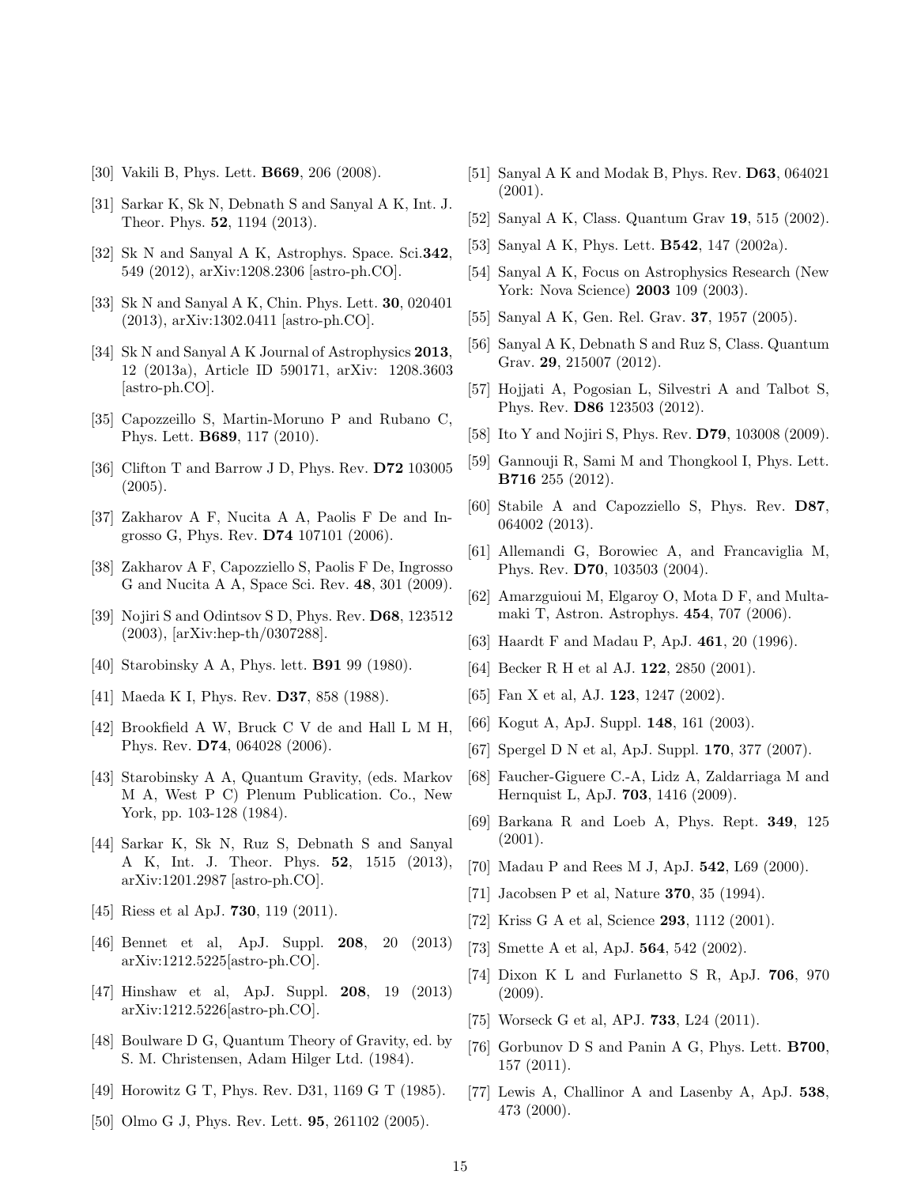[30] Vakili B, Phys. Lett. **B669**, 206 (2008).

[31] Sarkar K, Sk N, Debnath S and Sanyal A K, Int. J. Theor. Phys. **52**, 1194 (2013).

[32] Sk N and Sanyal A K, Astrophys. Space. Sci.**342**, 549 (2012), arXiv:1208.2306 [astro-ph.CO].

[33] Sk N and Sanyal A K, Chin. Phys. Lett. **30**, 020401 (2013), arXiv:1302.0411 [astro-ph.CO].

[34] Sk N and Sanyal A K Journal of Astrophysics **2013**, 12 (2013a), Article ID 590171, arXiv: 1208.3603 [astro-ph.CO].

[35] Capozzeillo S, Martin-Moruno P and Rubano C, Phys. Lett. **B689**, 117 (2010).

[36] Clifton T and Barrow J D, Phys. Rev. **D72** 103005 (2005).

[37] Zakharov A F, Nucita A A, Paolis F De and Ingrosso G, Phys. Rev. **D74** 107101 (2006).

[38] Zakharov A F, Capozziello S, Paolis F De, Ingrosso G and Nucita A A, Space Sci. Rev. **48**, 301 (2009).

[39] Nojiri S and Odintsov S D, Phys. Rev. **D68**, 123512 (2003), [arXiv:hep-th/0307288].

[40] Starobinsky A A, Phys. lett. **B91** 99 (1980).

[41] Maeda K I, Phys. Rev. **D37**, 858 (1988).

[42] Brookfield A W, Bruck C V de and Hall L M H, Phys. Rev. **D74**, 064028 (2006).

[43] Starobinsky A A, Quantum Gravity, (eds. Markov M A, West P C) Plenum Publication. Co., New York, pp. 103-128 (1984).

[44] Sarkar K, Sk N, Ruz S, Debnath S and Sanyal A K, Int. J. Theor. Phys. **52**, 1515 (2013), arXiv:1201.2987 [astro-ph.CO].

[45] Riess et al ApJ. **730**, 119 (2011).

[46] Bennet et al, ApJ. Suppl. **208**, 20 (2013) arXiv:1212.5225[astro-ph.CO].

[47] Hinshaw et al, ApJ. Suppl. **208**, 19 (2013) arXiv:1212.5226[astro-ph.CO].

[48] Boulware D G, Quantum Theory of Gravity, ed. by S. M. Christensen, Adam Hilger Ltd. (1984).

[49] Horowitz G T, Phys. Rev. D31, 1169 G T (1985).

[50] Olmo G J, Phys. Rev. Lett. **95**, 261102 (2005).

[51] Sanyal A K and Modak B, Phys. Rev. **D63**, 064021 (2001).

[52] Sanyal A K, Class. Quantum Grav **19**, 515 (2002).

[53] Sanyal A K, Phys. Lett. **B542**, 147 (2002a).

[54] Sanyal A K, Focus on Astrophysics Research (New York: Nova Science) **2003** 109 (2003).

[55] Sanyal A K, Gen. Rel. Grav. **37**, 1957 (2005).

[56] Sanyal A K, Debnath S and Ruz S, Class. Quantum Grav. **29**, 215007 (2012).

[57] Hojjati A, Pogosian L, Silvestri A and Talbot S, Phys. Rev. **D86** 123503 (2012).

[58] Ito Y and Nojiri S, Phys. Rev. **D79**, 103008 (2009).

[59] Gannouji R, Sami M and Thongkool I, Phys. Lett. **B716** 255 (2012).

[60] Stabile A and Capozziello S, Phys. Rev. **D87**, 064002 (2013).

[61] Allemandi G, Borowiec A, and Francaviglia M, Phys. Rev. **D70**, 103503 (2004).

[62] Amarzguioui M, Elgaroy O, Mota D F, and Multamaki T, Astron. Astrophys. **454**, 707 (2006).

[63] Haardt F and Madau P, ApJ. **461**, 20 (1996).

[64] Becker R H et al AJ. **122**, 2850 (2001).

[65] Fan X et al, AJ. **123**, 1247 (2002).

[66] Kogut A, ApJ. Suppl. **148**, 161 (2003).

[67] Spergel D N et al, ApJ. Suppl. **170**, 377 (2007).

[68] Faucher-Giguere C.-A, Lidz A, Zaldarriaga M and Hernquist L, ApJ. **703**, 1416 (2009).

[69] Barkana R and Loeb A, Phys. Rept. **349**, 125 (2001).

[70] Madau P and Rees M J, ApJ. **542**, L69 (2000).

[71] Jacobsen P et al, Nature **370**, 35 (1994).

[72] Kriss G A et al, Science **293**, 1112 (2001).

[73] Smette A et al, ApJ. **564**, 542 (2002).

[74] Dixon K L and Furlanetto S R, ApJ. **706**, 970 (2009).

[75] Worseck G et al, APJ. **733**, L24 (2011).

[76] Gorbunov D S and Panin A G, Phys. Lett. **B700**, 157 (2011).

[77] Lewis A, Challinor A and Lasenby A, ApJ. **538**, 473 (2000).